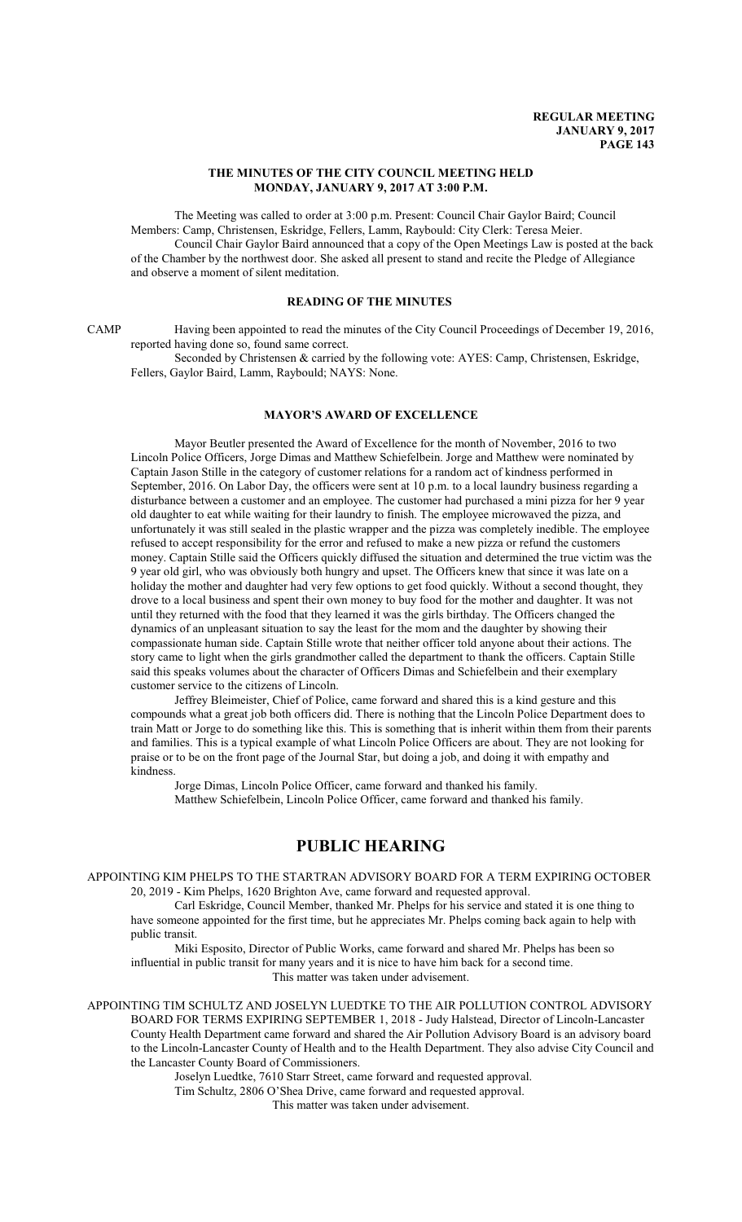**THE MINUTES OF THE CITY COUNCIL MEETING HELD MONDAY, JANUARY 9, 2017 AT 3:00 P.M.**

The Meeting was called to order at 3:00 p.m. Present: Council Chair Gaylor Baird; Council Members: Camp, Christensen, Eskridge, Fellers, Lamm, Raybould: City Clerk: Teresa Meier.

Council Chair Gaylor Baird announced that a copy of the Open Meetings Law is posted at the back of the Chamber by the northwest door. She asked all present to stand and recite the Pledge of Allegiance and observe a moment of silent meditation.

## READING OF THE MINUTES

CAMP Having been appointed to read the minutes of the City Council Proceedings of December 19, 2016, reported having done so, found same correct.

Seconded by Christensen & carried by the following vote: AYES: Camp, Christensen, Eskridge, Fellers, Gaylor Baird, Lamm, Raybould; NAYS: None.

## MAYOR'S AWARD OF EXCELLENCE

Mayor Beutler presented the Award of Excellence for the month of November, 2016 to two Lincoln Police Officers, Jorge Dimas and Matthew Schiefelbein. Jorge and Matthew were nominated by Captain Jason Stille in the category of customer relations for a random act of kindness performed in September, 2016. On Labor Day, the officers were sent at 10 p.m. to a local laundry business regarding a disturbance between a customer and an employee. The customer had purchased a mini pizza for her 9 year old daughter to eat while waiting for their laundry to finish. The employee microwaved the pizza, and unfortunately it was still sealed in the plastic wrapper and the pizza was completely inedible. The employee refused to accept responsibility for the error and refused to make a new pizza or refund the customers money. Captain Stille said the Officers quickly diffused the situation and determined the true victim was the 9 year old girl, who was obviously both hungry and upset. The Officers knew that since it was late on a holiday the mother and daughter had very few options to get food quickly. Without a second thought, they drove to a local business and spent their own money to buy food for the mother and daughter. It was not until they returned with the food that they learned it was the girls birthday. The Officers changed the dynamics of an unpleasant situation to say the least for the mom and the daughter by showing their compassionate human side. Captain Stille wrote that neither officer told anyone about their actions. The story came to light when the girls grandmother called the department to thank the officers. Captain Stille said this speaks volumes about the character of Officers Dimas and Schiefelbein and their exemplary customer service to the citizens of Lincoln.

Jeffrey Bleimeister, Chief of Police, came forward and shared this is a kind gesture and this compounds what a great job both officers did. There is nothing that the Lincoln Police Department does to train Matt or Jorge to do something like this. This is something that is inherit within them from their parents and families. This is a typical example of what Lincoln Police Officers are about. They are not looking for praise or to be on the front page of the Journal Star, but doing a job, and doing it with empathy and kindness.

Jorge Dimas, Lincoln Police Officer, came forward and thanked his family.

Matthew Schiefelbein, Lincoln Police Officer, came forward and thanked his family.

# PUBLIC HEARING

APPOINTING KIM PHELPS TO THE STARTRAN ADVISORY BOARD FOR A TERM EXPIRING OCTOBER 20, 2019 - Kim Phelps, 1620 Brighton Ave, came forward and requested approval.

Carl Eskridge, Council Member, thanked Mr. Phelps for his service and stated it is one thing to have someone appointed for the first time, but he appreciates Mr. Phelps coming back again to help with public transit.

Miki Esposito, Director of Public Works, came forward and shared Mr. Phelps has been so influential in public transit for many years and it is nice to have him back for a second time.

This matter was taken under advisement.

APPOINTING TIM SCHULTZ AND JOSELYN LUEDTKE TO THE AIR POLLUTION CONTROL ADVISORY BOARD FOR TERMS EXPIRING SEPTEMBER 1, 2018 - Judy Halstead, Director of Lincoln-Lancaster County Health Department came forward and shared the Air Pollution Advisory Board is an advisory board to the Lincoln-Lancaster County of Health and to the Health Department. They also advise City Council and the Lancaster County Board of Commissioners.

Joselyn Luedtke, 7610 Starr Street, came forward and requested approval.

Tim Schultz, 2806 O'Shea Drive, came forward and requested approval.

This matter was taken under advisement.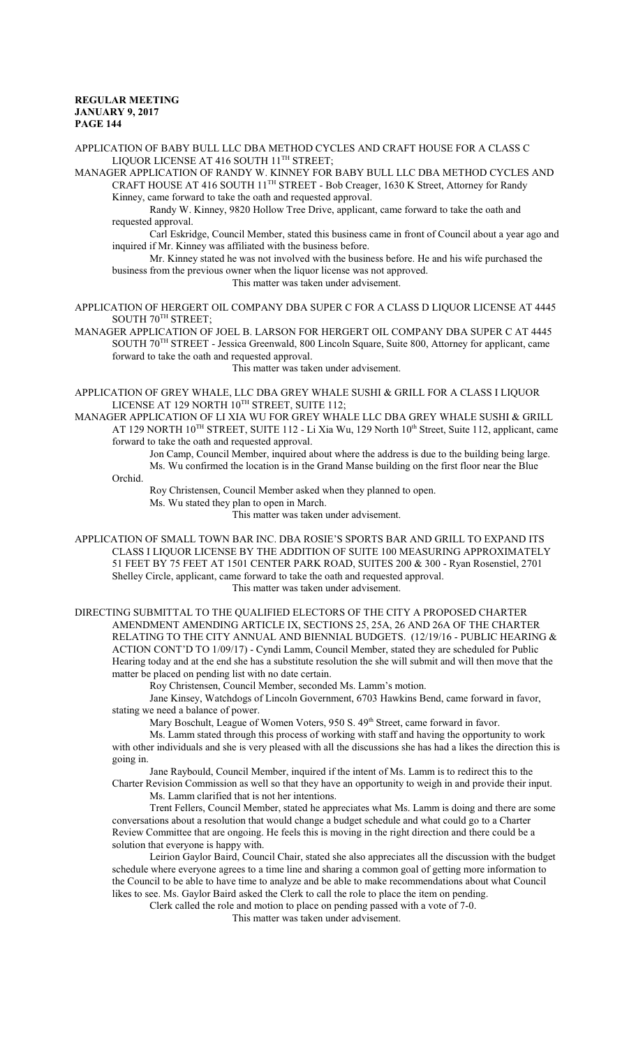APPLICATION OF BABY BULL LLC DBA METHOD CYCLES AND CRAFT HOUSE FOR A CLASS C LIQUOR LICENSE AT 416 SOUTH 11TH STREET;

MANAGER APPLICATION OF RANDY W. KINNEY FOR BABY BULL LLC DBA METHOD CYCLES AND CRAFT HOUSE AT 416 SOUTH 11TH STREET - Bob Creager, 1630 K Street, Attorney for Randy Kinney, came forward to take the oath and requested approval.

Randy W. Kinney, 9820 Hollow Tree Drive, applicant, came forward to take the oath and requested approval.

Carl Eskridge, Council Member, stated this business came in front of Council about a year ago and inquired if Mr. Kinney was affiliated with the business before.

Mr. Kinney stated he was not involved with the business before. He and his wife purchased the business from the previous owner when the liquor license was not approved.

This matter was taken under advisement.

APPLICATION OF HERGERT OIL COMPANY DBA SUPER C FOR A CLASS D LIQUOR LICENSE AT 4445 SOUTH 70TH STREET;

MANAGER APPLICATION OF JOEL B. LARSON FOR HERGERT OIL COMPANY DBA SUPER C AT 4445 SOUTH 70TH STREET - Jessica Greenwald, 800 Lincoln Square, Suite 800, Attorney for applicant, came forward to take the oath and requested approval.

This matter was taken under advisement.

APPLICATION OF GREY WHALE, LLC DBA GREY WHALE SUSHI & GRILL FOR A CLASS I LIQUOR LICENSE AT 129 NORTH 10TH STREET, SUITE 112;

MANAGER APPLICATION OF LI XIA WU FOR GREY WHALE LLC DBA GREY WHALE SUSHI & GRILL AT 129 NORTH 10TH STREET, SUITE 112 - Li Xia Wu, 129 North 10th Street, Suite 112, applicant, came forward to take the oath and requested approval.

Jon Camp, Council Member, inquired about where the address is due to the building being large.

Ms. Wu confirmed the location is in the Grand Manse building on the first floor near the Blue Orchid.

Roy Christensen, Council Member asked when they planned to open.

Ms. Wu stated they plan to open in March.

This matter was taken under advisement.

APPLICATION OF SMALL TOWN BAR INC. DBA ROSIE'S SPORTS BAR AND GRILL TO EXPAND ITS CLASS I LIQUOR LICENSE BY THE ADDITION OF SUITE 100 MEASURING APPROXIMATELY 51 FEET BY 75 FEET AT 1501 CENTER PARK ROAD, SUITES 200 & 300 - Ryan Rosenstiel, 2701 Shelley Circle, applicant, came forward to take the oath and requested approval.

This matter was taken under advisement.

DIRECTING SUBMITTAL TO THE QUALIFIED ELECTORS OF THE CITY A PROPOSED CHARTER AMENDMENT AMENDING ARTICLE IX, SECTIONS 25, 25A, 26 AND 26A OF THE CHARTER RELATING TO THE CITY ANNUAL AND BIENNIAL BUDGETS. (12/19/16 - PUBLIC HEARING & ACTION CONT'D TO 1/09/17) - Cyndi Lamm, Council Member, stated they are scheduled for Public Hearing today and at the end she has a substitute resolution the she will submit and will then move that the matter be placed on pending list with no date certain.

Roy Christensen, Council Member, seconded Ms. Lamm's motion.

Jane Kinsey, Watchdogs of Lincoln Government, 6703 Hawkins Bend, came forward in favor, stating we need a balance of power.

Mary Boschult, League of Women Voters, 950 S. 49th Street, came forward in favor.

Ms. Lamm stated through this process of working with staff and having the opportunity to work with other individuals and she is very pleased with all the discussions she has had a likes the direction this is going in.

Jane Raybould, Council Member, inquired if the intent of Ms. Lamm is to redirect this to the Charter Revision Commission as well so that they have an opportunity to weigh in and provide their input.

Ms. Lamm clarified that is not her intentions.

Trent Fellers, Council Member, stated he appreciates what Ms. Lamm is doing and there are some conversations about a resolution that would change a budget schedule and what could go to a Charter Review Committee that are ongoing. He feels this is moving in the right direction and there could be a solution that everyone is happy with.

Leirion Gaylor Baird, Council Chair, stated she also appreciates all the discussion with the budget schedule where everyone agrees to a time line and sharing a common goal of getting more information to the Council to be able to have time to analyze and be able to make recommendations about what Council likes to see. Ms. Gaylor Baird asked the Clerk to call the role to place the item on pending.

Clerk called the role and motion to place on pending passed with a vote of 7-0.

This matter was taken under advisement.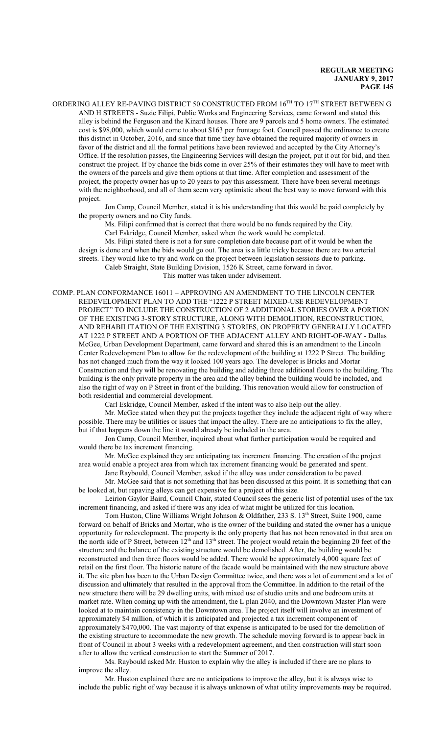ORDERING ALLEY RE-PAVING DISTRICT 50 CONSTRUCTED FROM 16TH TO 17TH STREET BETWEEN G AND H STREETS - Suzie Filipi, Public Works and Engineering Services, came forward and stated this alley is behind the Ferguson and the Kinard houses. There are 9 parcels and 5 home owners. The estimated cost is $98,000, which would come to about $163 per frontage foot. Council passed the ordinance to create this district in October, 2016, and since that time they have obtained the required majority of owners in favor of the district and all the formal petitions have been reviewed and accepted by the City Attorney's Office. If the resolution passes, the Engineering Services will design the project, put it out for bid, and then construct the project. If by chance the bids come in over 25% of their estimates they will have to meet with the owners of the parcels and give them options at that time. After completion and assessment of the project, the property owner has up to 20 years to pay this assessment. There have been several meetings with the neighborhood, and all of them seem very optimistic about the best way to move forward with this project.

Jon Camp, Council Member, stated it is his understanding that this would be paid completely by the property owners and no City funds.

Ms. Filipi confirmed that is correct that there would be no funds required by the City.

Carl Eskridge, Council Member, asked when the work would be completed.

Ms. Filipi stated there is not a for sure completion date because part of it would be when the design is done and when the bids would go out. The area is a little tricky because there are two arterial streets. They would like to try and work on the project between legislation sessions due to parking.

Caleb Straight, State Building Division, 1526 K Street, came forward in favor.

This matter was taken under advisement.

COMP. PLAN CONFORMANCE 16011 – APPROVING AN AMENDMENT TO THE LINCOLN CENTER REDEVELOPMENT PLAN TO ADD THE "1222 P STREET MIXED-USE REDEVELOPMENT PROJECT" TO INCLUDE THE CONSTRUCTION OF 2 ADDITIONAL STORIES OVER A PORTION OF THE EXISTING 3-STORY STRUCTURE, ALONG WITH DEMOLITION, RECONSTRUCTION, AND REHABILITATION OF THE EXISTING 3 STORIES, ON PROPERTY GENERALLY LOCATED AT 1222 P STREET AND A PORTION OF THE ADJACENT ALLEY AND RIGHT-OF-WAY - Dallas McGee, Urban Development Department, came forward and shared this is an amendment to the Lincoln Center Redevelopment Plan to allow for the redevelopment of the building at 1222 P Street. The building has not changed much from the way it looked 100 years ago. The developer is Bricks and Mortar Construction and they will be renovating the building and adding three additional floors to the building. The building is the only private property in the area and the alley behind the building would be included, and also the right of way on P Street in front of the building. This renovation would allow for construction of both residential and commercial development.

Carl Eskridge, Council Member, asked if the intent was to also help out the alley.

Mr. McGee stated when they put the projects together they include the adjacent right of way where possible. There may be utilities or issues that impact the alley. There are no anticipations to fix the alley, but if that happens down the line it would already be included in the area.

Jon Camp, Council Member, inquired about what further participation would be required and would there be tax increment financing.

Mr. McGee explained they are anticipating tax increment financing. The creation of the project area would enable a project area from which tax increment financing would be generated and spent.

Jane Raybould, Council Member, asked if the alley was under consideration to be paved.

Mr. McGee said that is not something that has been discussed at this point. It is something that can be looked at, but repaving alleys can get expensive for a project of this size.

Leirion Gaylor Baird, Council Chair, stated Council sees the generic list of potential uses of the tax increment financing, and asked if there was any idea of what might be utilized for this location.

Tom Huston, Cline Williams Wright Johnson & Oldfather, 233 S. 13th Street, Suite 1900, came forward on behalf of Bricks and Mortar, who is the owner of the building and stated the owner has a unique opportunity for redevelopment. The property is the only property that has not been renovated in that area on the north side of P Street, between 12th and 13th street. The project would retain the beginning 20 feet of the structure and the balance of the existing structure would be demolished. After, the building would be reconstructed and then three floors would be added. There would be approximately 4,000 square feet of retail on the first floor. The historic nature of the facade would be maintained with the new structure above it. The site plan has been to the Urban Design Committee twice, and there was a lot of comment and a lot of discussion and ultimately that resulted in the approval from the Committee. In addition to the retail of the new structure there will be 29 dwelling units, with mixed use of studio units and one bedroom units at market rate. When coming up with the amendment, the L plan 2040, and the Downtown Master Plan were looked at to maintain consistency in the Downtown area. The project itself will involve an investment of approximately $4 million, of which it is anticipated and projected a tax increment component of approximately $470,000. The vast majority of that expense is anticipated to be used for the demolition of the existing structure to accommodate the new growth. The schedule moving forward is to appear back in front of Council in about 3 weeks with a redevelopment agreement, and then construction will start soon after to allow the vertical construction to start the Summer of 2017.

Ms. Raybould asked Mr. Huston to explain why the alley is included if there are no plans to improve the alley.

Mr. Huston explained there are no anticipations to improve the alley, but it is always wise to include the public right of way because it is always unknown of what utility improvements may be required.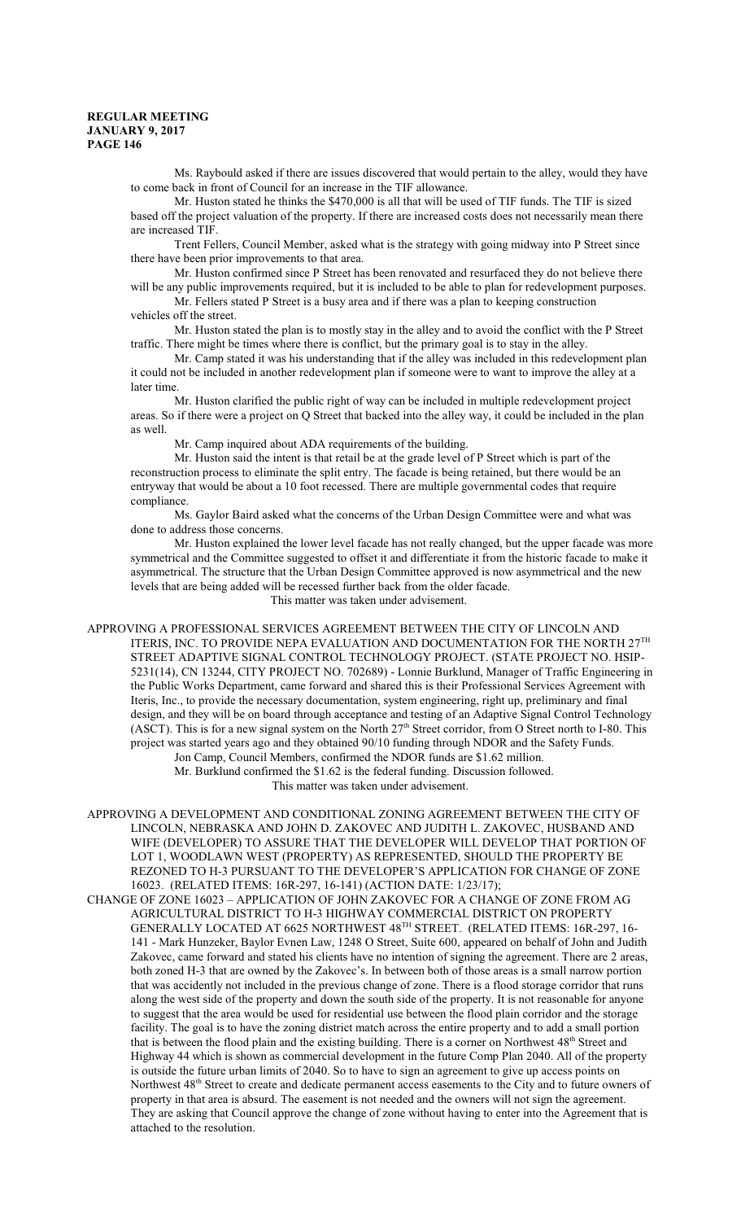Ms. Raybould asked if there are issues discovered that would pertain to the alley, would they have to come back in front of Council for an increase in the TIF allowance.

Mr. Huston stated he thinks the $470,000 is all that will be used of TIF funds. The TIF is sized based off the project valuation of the property. If there are increased costs does not necessarily mean there are increased TIF.

Trent Fellers, Council Member, asked what is the strategy with going midway into P Street since there have been prior improvements to that area.

Mr. Huston confirmed since P Street has been renovated and resurfaced they do not believe there will be any public improvements required, but it is included to be able to plan for redevelopment purposes.

Mr. Fellers stated P Street is a busy area and if there was a plan to keeping construction vehicles off the street.

Mr. Huston stated the plan is to mostly stay in the alley and to avoid the conflict with the P Street traffic. There might be times where there is conflict, but the primary goal is to stay in the alley.

Mr. Camp stated it was his understanding that if the alley was included in this redevelopment plan it could not be included in another redevelopment plan if someone were to want to improve the alley at a later time.

Mr. Huston clarified the public right of way can be included in multiple redevelopment project areas. So if there were a project on Q Street that backed into the alley way, it could be included in the plan as well.

Mr. Camp inquired about ADA requirements of the building.

Mr. Huston said the intent is that retail be at the grade level of P Street which is part of the reconstruction process to eliminate the split entry. The facade is being retained, but there would be an entryway that would be about a 10 foot recessed. There are multiple governmental codes that require compliance.

Ms. Gaylor Baird asked what the concerns of the Urban Design Committee were and what was done to address those concerns.

Mr. Huston explained the lower level facade has not really changed, but the upper facade was more symmetrical and the Committee suggested to offset it and differentiate it from the historic facade to make it asymmetrical. The structure that the Urban Design Committee approved is now asymmetrical and the new levels that are being added will be recessed further back from the older facade.

This matter was taken under advisement.

APPROVING A PROFESSIONAL SERVICES AGREEMENT BETWEEN THE CITY OF LINCOLN AND ITERIS, INC. TO PROVIDE NEPA EVALUATION AND DOCUMENTATION FOR THE NORTH 27TH STREET ADAPTIVE SIGNAL CONTROL TECHNOLOGY PROJECT. (STATE PROJECT NO. HSIP-5231(14), CN 13244, CITY PROJECT NO. 702689) - Lonnie Burklund, Manager of Traffic Engineering in the Public Works Department, came forward and shared this is their Professional Services Agreement with Iteris, Inc., to provide the necessary documentation, system engineering, right up, preliminary and final design, and they will be on board through acceptance and testing of an Adaptive Signal Control Technology (ASCT). This is for a new signal system on the North 27th Street corridor, from O Street north to I-80. This project was started years ago and they obtained 90/10 funding through NDOR and the Safety Funds.

Jon Camp, Council Members, confirmed the NDOR funds are $1.62 million.

Mr. Burklund confirmed the $1.62 is the federal funding. Discussion followed.

This matter was taken under advisement.

APPROVING A DEVELOPMENT AND CONDITIONAL ZONING AGREEMENT BETWEEN THE CITY OF LINCOLN, NEBRASKA AND JOHN D. ZAKOVEC AND JUDITH L. ZAKOVEC, HUSBAND AND WIFE (DEVELOPER) TO ASSURE THAT THE DEVELOPER WILL DEVELOP THAT PORTION OF LOT 1, WOODLAWN WEST (PROPERTY) AS REPRESENTED, SHOULD THE PROPERTY BE REZONED TO H-3 PURSUANT TO THE DEVELOPER'S APPLICATION FOR CHANGE OF ZONE 16023. (RELATED ITEMS: 16R-297, 16-141) (ACTION DATE: 1/23/17);

CHANGE OF ZONE 16023 – APPLICATION OF JOHN ZAKOVEC FOR A CHANGE OF ZONE FROM AG AGRICULTURAL DISTRICT TO H-3 HIGHWAY COMMERCIAL DISTRICT ON PROPERTY GENERALLY LOCATED AT 6625 NORTHWEST 48TH STREET. (RELATED ITEMS: 16R-297, 16-141 - Mark Hunzeker, Baylor Evnen Law, 1248 O Street, Suite 600, appeared on behalf of John and Judith Zakovec, came forward and stated his clients have no intention of signing the agreement. There are 2 areas, both zoned H-3 that are owned by the Zakovec's. In between both of those areas is a small narrow portion that was accidently not included in the previous change of zone. There is a flood storage corridor that runs along the west side of the property and down the south side of the property. It is not reasonable for anyone to suggest that the area would be used for residential use between the flood plain corridor and the storage facility. The goal is to have the zoning district match across the entire property and to add a small portion that is between the flood plain and the existing building. There is a corner on Northwest 48th Street and Highway 44 which is shown as commercial development in the future Comp Plan 2040. All of the property is outside the future urban limits of 2040. So to have to sign an agreement to give up access points on Northwest 48th Street to create and dedicate permanent access easements to the City and to future owners of property in that area is absurd. The easement is not needed and the owners will not sign the agreement. They are asking that Council approve the change of zone without having to enter into the Agreement that is attached to the resolution.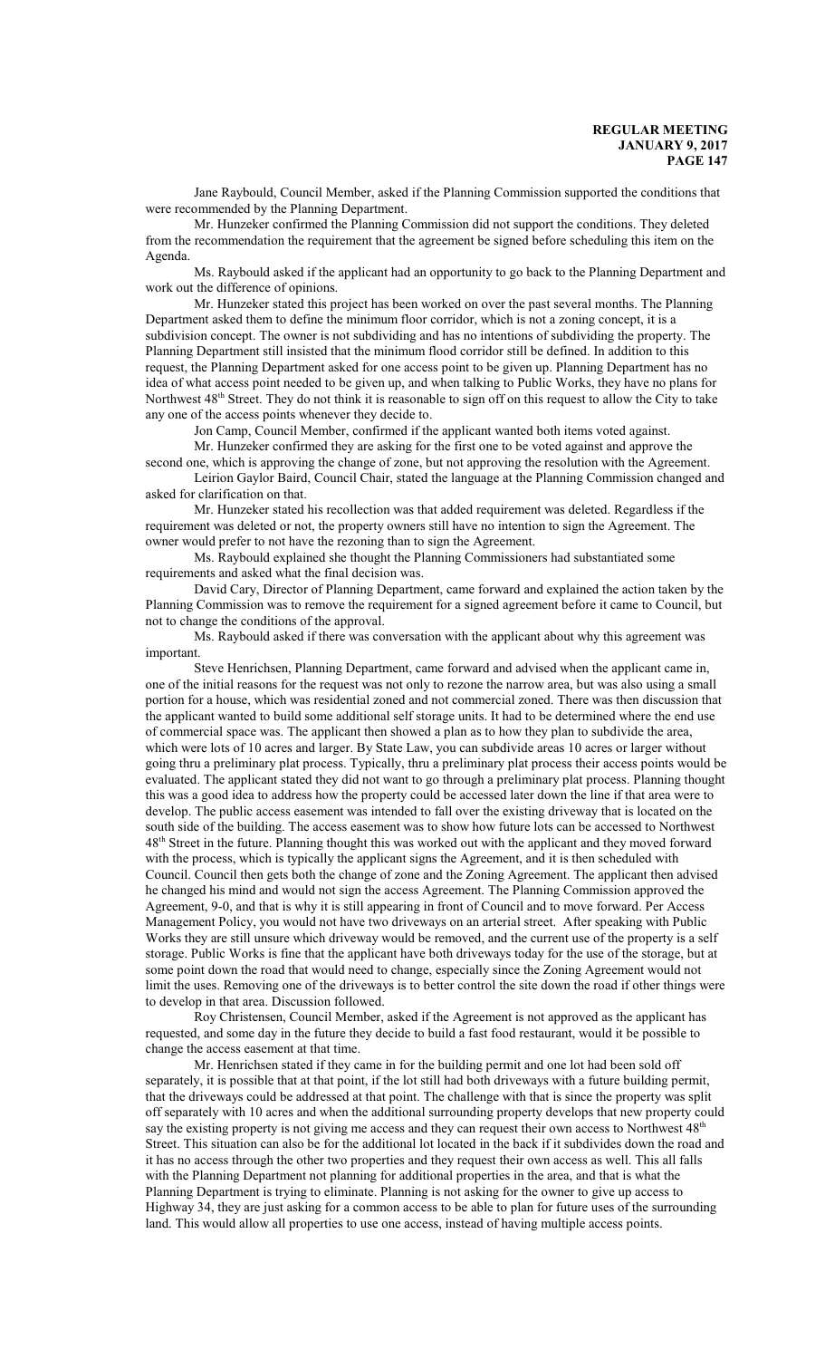Jane Raybould, Council Member, asked if the Planning Commission supported the conditions that were recommended by the Planning Department.

Mr. Hunzeker confirmed the Planning Commission did not support the conditions. They deleted from the recommendation the requirement that the agreement be signed before scheduling this item on the Agenda.

Ms. Raybould asked if the applicant had an opportunity to go back to the Planning Department and work out the difference of opinions.

Mr. Hunzeker stated this project has been worked on over the past several months. The Planning Department asked them to define the minimum floor corridor, which is not a zoning concept, it is a subdivision concept. The owner is not subdividing and has no intentions of subdividing the property. The Planning Department still insisted that the minimum flood corridor still be defined. In addition to this request, the Planning Department asked for one access point to be given up. Planning Department has no idea of what access point needed to be given up, and when talking to Public Works, they have no plans for Northwest 48th Street. They do not think it is reasonable to sign off on this request to allow the City to take any one of the access points whenever they decide to.

Jon Camp, Council Member, confirmed if the applicant wanted both items voted against.

Mr. Hunzeker confirmed they are asking for the first one to be voted against and approve the second one, which is approving the change of zone, but not approving the resolution with the Agreement.

Leirion Gaylor Baird, Council Chair, stated the language at the Planning Commission changed and asked for clarification on that.

Mr. Hunzeker stated his recollection was that added requirement was deleted. Regardless if the requirement was deleted or not, the property owners still have no intention to sign the Agreement. The owner would prefer to not have the rezoning than to sign the Agreement.

Ms. Raybould explained she thought the Planning Commissioners had substantiated some requirements and asked what the final decision was.

David Cary, Director of Planning Department, came forward and explained the action taken by the Planning Commission was to remove the requirement for a signed agreement before it came to Council, but not to change the conditions of the approval.

Ms. Raybould asked if there was conversation with the applicant about why this agreement was important.

Steve Henrichsen, Planning Department, came forward and advised when the applicant came in, one of the initial reasons for the request was not only to rezone the narrow area, but was also using a small portion for a house, which was residential zoned and not commercial zoned. There was then discussion that the applicant wanted to build some additional self storage units. It had to be determined where the end use of commercial space was. The applicant then showed a plan as to how they plan to subdivide the area, which were lots of 10 acres and larger. By State Law, you can subdivide areas 10 acres or larger without going thru a preliminary plat process. Typically, thru a preliminary plat process their access points would be evaluated. The applicant stated they did not want to go through a preliminary plat process. Planning thought this was a good idea to address how the property could be accessed later down the line if that area were to develop. The public access easement was intended to fall over the existing driveway that is located on the south side of the building. The access easement was to show how future lots can be accessed to Northwest 48th Street in the future. Planning thought this was worked out with the applicant and they moved forward with the process, which is typically the applicant signs the Agreement, and it is then scheduled with Council. Council then gets both the change of zone and the Zoning Agreement. The applicant then advised he changed his mind and would not sign the access Agreement. The Planning Commission approved the Agreement, 9-0, and that is why it is still appearing in front of Council and to move forward. Per Access Management Policy, you would not have two driveways on an arterial street. After speaking with Public Works they are still unsure which driveway would be removed, and the current use of the property is a self storage. Public Works is fine that the applicant have both driveways today for the use of the storage, but at some point down the road that would need to change, especially since the Zoning Agreement would not limit the uses. Removing one of the driveways is to better control the site down the road if other things were to develop in that area. Discussion followed.

Roy Christensen, Council Member, asked if the Agreement is not approved as the applicant has requested, and some day in the future they decide to build a fast food restaurant, would it be possible to change the access easement at that time.

Mr. Henrichsen stated if they came in for the building permit and one lot had been sold off separately, it is possible that at that point, if the lot still had both driveways with a future building permit, that the driveways could be addressed at that point. The challenge with that is since the property was split off separately with 10 acres and when the additional surrounding property develops that new property could say the existing property is not giving me access and they can request their own access to Northwest 48th Street. This situation can also be for the additional lot located in the back if it subdivides down the road and it has no access through the other two properties and they request their own access as well. This all falls with the Planning Department not planning for additional properties in the area, and that is what the Planning Department is trying to eliminate. Planning is not asking for the owner to give up access to Highway 34, they are just asking for a common access to be able to plan for future uses of the surrounding land. This would allow all properties to use one access, instead of having multiple access points.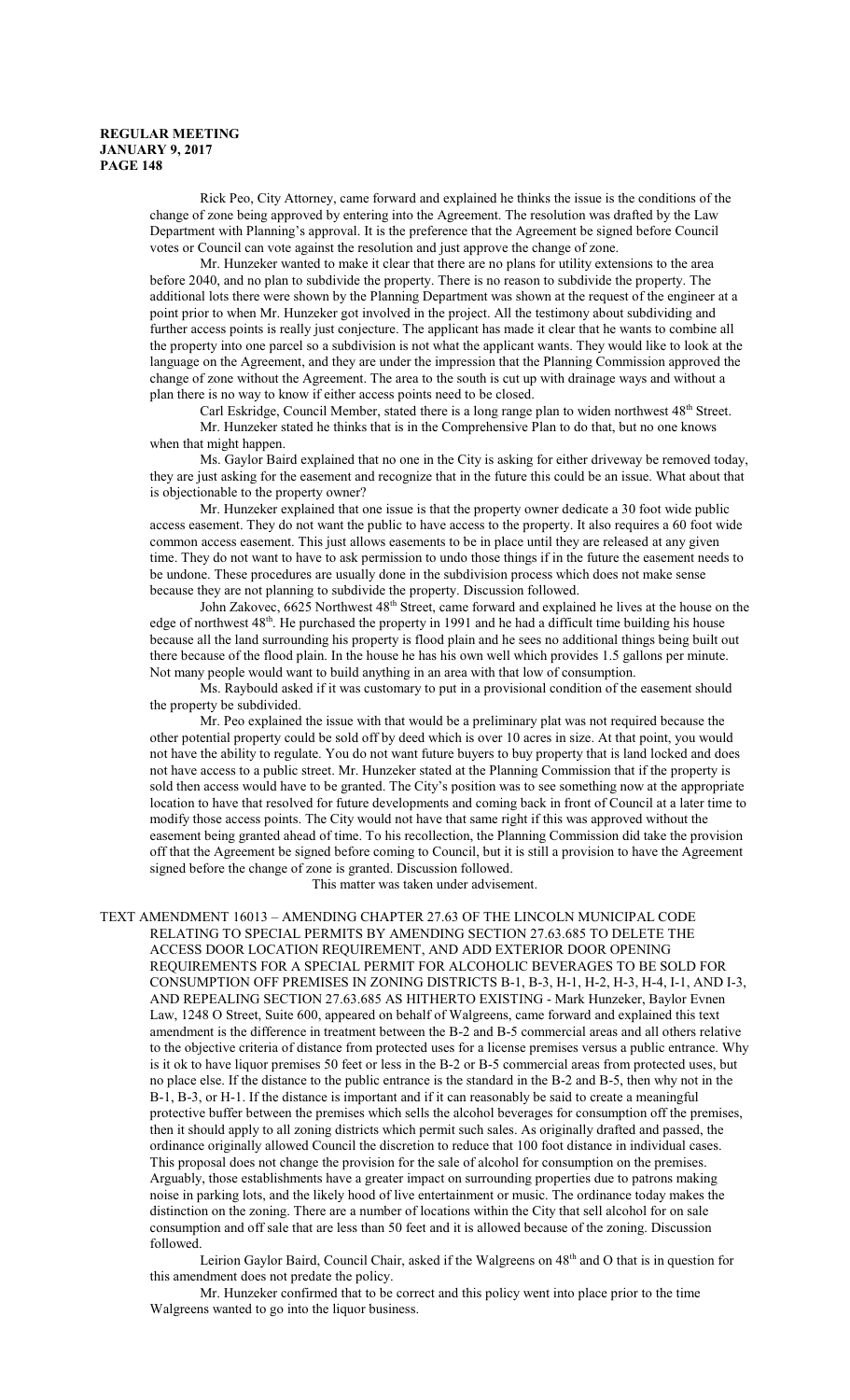Rick Peo, City Attorney, came forward and explained he thinks the issue is the conditions of the change of zone being approved by entering into the Agreement. The resolution was drafted by the Law Department with Planning's approval. It is the preference that the Agreement be signed before Council votes or Council can vote against the resolution and just approve the change of zone.

Mr. Hunzeker wanted to make it clear that there are no plans for utility extensions to the area before 2040, and no plan to subdivide the property. There is no reason to subdivide the property. The additional lots there were shown by the Planning Department was shown at the request of the engineer at a point prior to when Mr. Hunzeker got involved in the project. All the testimony about subdividing and further access points is really just conjecture. The applicant has made it clear that he wants to combine all the property into one parcel so a subdivision is not what the applicant wants. They would like to look at the language on the Agreement, and they are under the impression that the Planning Commission approved the change of zone without the Agreement. The area to the south is cut up with drainage ways and without a plan there is no way to know if either access points need to be closed.

Carl Eskridge, Council Member, stated there is a long range plan to widen northwest 48th Street.

Mr. Hunzeker stated he thinks that is in the Comprehensive Plan to do that, but no one knows when that might happen.

Ms. Gaylor Baird explained that no one in the City is asking for either driveway be removed today, they are just asking for the easement and recognize that in the future this could be an issue. What about that is objectionable to the property owner?

Mr. Hunzeker explained that one issue is that the property owner dedicate a 30 foot wide public access easement. They do not want the public to have access to the property. It also requires a 60 foot wide common access easement. This just allows easements to be in place until they are released at any given time. They do not want to have to ask permission to undo those things if in the future the easement needs to be undone. These procedures are usually done in the subdivision process which does not make sense because they are not planning to subdivide the property. Discussion followed.

John Zakovec, 6625 Northwest 48th Street, came forward and explained he lives at the house on the edge of northwest 48th. He purchased the property in 1991 and he had a difficult time building his house because all the land surrounding his property is flood plain and he sees no additional things being built out there because of the flood plain. In the house he has his own well which provides 1.5 gallons per minute. Not many people would want to build anything in an area with that low of consumption.

Ms. Raybould asked if it was customary to put in a provisional condition of the easement should the property be subdivided.

Mr. Peo explained the issue with that would be a preliminary plat was not required because the other potential property could be sold off by deed which is over 10 acres in size. At that point, you would not have the ability to regulate. You do not want future buyers to buy property that is land locked and does not have access to a public street. Mr. Hunzeker stated at the Planning Commission that if the property is sold then access would have to be granted. The City's position was to see something now at the appropriate location to have that resolved for future developments and coming back in front of Council at a later time to modify those access points. The City would not have that same right if this was approved without the easement being granted ahead of time. To his recollection, the Planning Commission did take the provision off that the Agreement be signed before coming to Council, but it is still a provision to have the Agreement signed before the change of zone is granted. Discussion followed.

This matter was taken under advisement.

TEXT AMENDMENT 16013 – AMENDING CHAPTER 27.63 OF THE LINCOLN MUNICIPAL CODE RELATING TO SPECIAL PERMITS BY AMENDING SECTION 27.63.685 TO DELETE THE ACCESS DOOR LOCATION REQUIREMENT, AND ADD EXTERIOR DOOR OPENING REQUIREMENTS FOR A SPECIAL PERMIT FOR ALCOHOLIC BEVERAGES TO BE SOLD FOR CONSUMPTION OFF PREMISES IN ZONING DISTRICTS B-1, B-3, H-1, H-2, H-3, H-4, I-1, AND I-3, AND REPEALING SECTION 27.63.685 AS HITHERTO EXISTING - Mark Hunzeker, Baylor Evnen Law, 1248 O Street, Suite 600, appeared on behalf of Walgreens, came forward and explained this text amendment is the difference in treatment between the B-2 and B-5 commercial areas and all others relative to the objective criteria of distance from protected uses for a license premises versus a public entrance. Why is it ok to have liquor premises 50 feet or less in the B-2 or B-5 commercial areas from protected uses, but no place else. If the distance to the public entrance is the standard in the B-2 and B-5, then why not in the B-1, B-3, or H-1. If the distance is important and if it can reasonably be said to create a meaningful protective buffer between the premises which sells the alcohol beverages for consumption off the premises, then it should apply to all zoning districts which permit such sales. As originally drafted and passed, the ordinance originally allowed Council the discretion to reduce that 100 foot distance in individual cases. This proposal does not change the provision for the sale of alcohol for consumption on the premises. Arguably, those establishments have a greater impact on surrounding properties due to patrons making noise in parking lots, and the likely hood of live entertainment or music. The ordinance today makes the distinction on the zoning. There are a number of locations within the City that sell alcohol for on sale consumption and off sale that are less than 50 feet and it is allowed because of the zoning. Discussion followed.

Leirion Gaylor Baird, Council Chair, asked if the Walgreens on 48th and O that is in question for this amendment does not predate the policy.

Mr. Hunzeker confirmed that to be correct and this policy went into place prior to the time Walgreens wanted to go into the liquor business.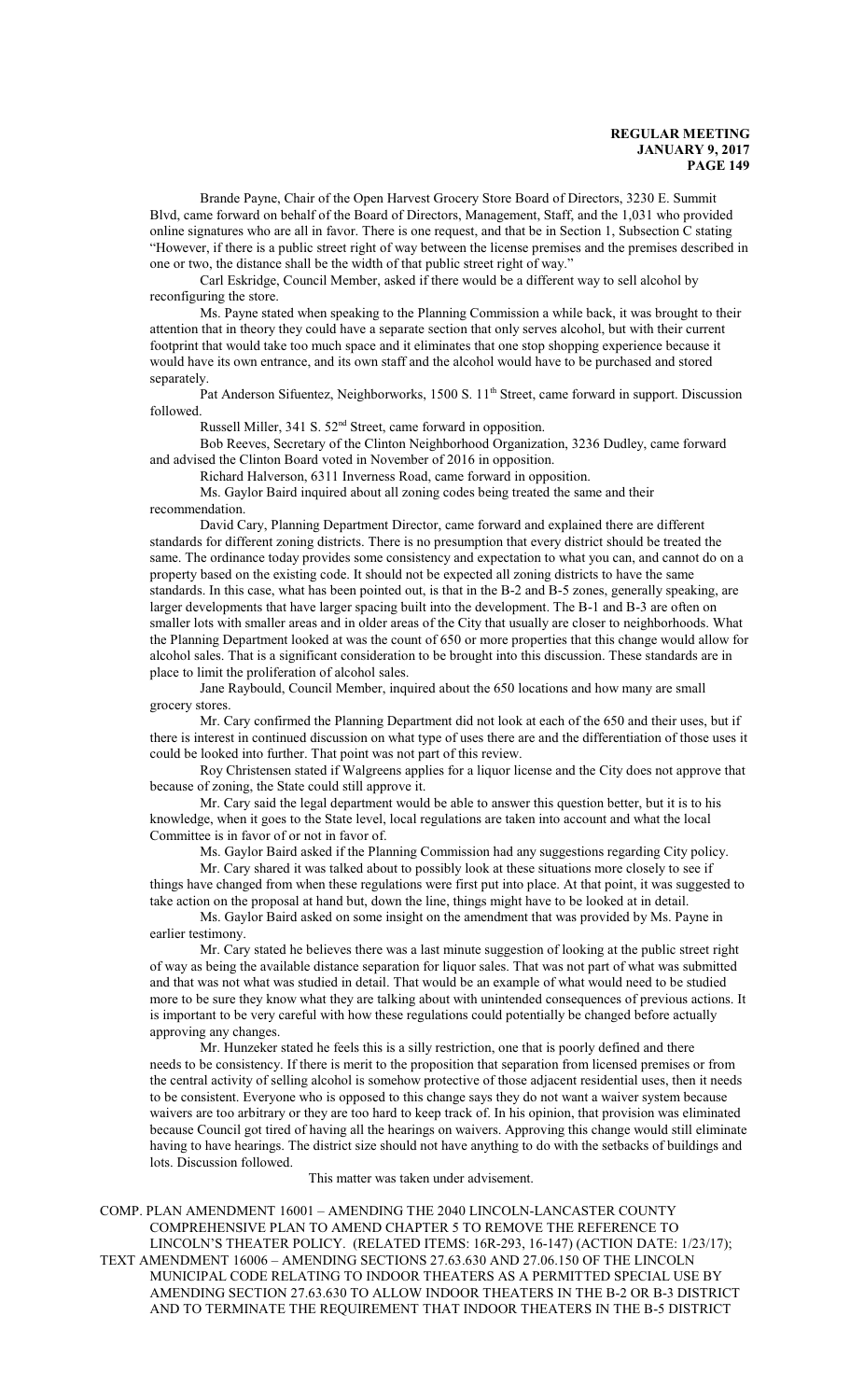Brande Payne, Chair of the Open Harvest Grocery Store Board of Directors, 3230 E. Summit Blvd, came forward on behalf of the Board of Directors, Management, Staff, and the 1,031 who provided online signatures who are all in favor. There is one request, and that be in Section 1, Subsection C stating "However, if there is a public street right of way between the license premises and the premises described in one or two, the distance shall be the width of that public street right of way."

Carl Eskridge, Council Member, asked if there would be a different way to sell alcohol by reconfiguring the store.

Ms. Payne stated when speaking to the Planning Commission a while back, it was brought to their attention that in theory they could have a separate section that only serves alcohol, but with their current footprint that would take too much space and it eliminates that one stop shopping experience because it would have its own entrance, and its own staff and the alcohol would have to be purchased and stored separately.

Pat Anderson Sifuentez, Neighborworks, 1500 S. 11th Street, came forward in support. Discussion followed.

Russell Miller, 341 S. 52nd Street, came forward in opposition.

Bob Reeves, Secretary of the Clinton Neighborhood Organization, 3236 Dudley, came forward and advised the Clinton Board voted in November of 2016 in opposition.

Richard Halverson, 6311 Inverness Road, came forward in opposition.

Ms. Gaylor Baird inquired about all zoning codes being treated the same and their recommendation.

David Cary, Planning Department Director, came forward and explained there are different standards for different zoning districts. There is no presumption that every district should be treated the same. The ordinance today provides some consistency and expectation to what you can, and cannot do on a property based on the existing code. It should not be expected all zoning districts to have the same standards. In this case, what has been pointed out, is that in the B-2 and B-5 zones, generally speaking, are larger developments that have larger spacing built into the development. The B-1 and B-3 are often on smaller lots with smaller areas and in older areas of the City that usually are closer to neighborhoods. What the Planning Department looked at was the count of 650 or more properties that this change would allow for alcohol sales. That is a significant consideration to be brought into this discussion. These standards are in place to limit the proliferation of alcohol sales.

Jane Raybould, Council Member, inquired about the 650 locations and how many are small grocery stores.

Mr. Cary confirmed the Planning Department did not look at each of the 650 and their uses, but if there is interest in continued discussion on what type of uses there are and the differentiation of those uses it could be looked into further. That point was not part of this review.

Roy Christensen stated if Walgreens applies for a liquor license and the City does not approve that because of zoning, the State could still approve it.

Mr. Cary said the legal department would be able to answer this question better, but it is to his knowledge, when it goes to the State level, local regulations are taken into account and what the local Committee is in favor of or not in favor of.

Ms. Gaylor Baird asked if the Planning Commission had any suggestions regarding City policy.

Mr. Cary shared it was talked about to possibly look at these situations more closely to see if things have changed from when these regulations were first put into place. At that point, it was suggested to take action on the proposal at hand but, down the line, things might have to be looked at in detail.

Ms. Gaylor Baird asked on some insight on the amendment that was provided by Ms. Payne in earlier testimony.

Mr. Cary stated he believes there was a last minute suggestion of looking at the public street right of way as being the available distance separation for liquor sales. That was not part of what was submitted and that was not what was studied in detail. That would be an example of what would need to be studied more to be sure they know what they are talking about with unintended consequences of previous actions. It is important to be very careful with how these regulations could potentially be changed before actually approving any changes.

Mr. Hunzeker stated he feels this is a silly restriction, one that is poorly defined and there needs to be consistency. If there is merit to the proposition that separation from licensed premises or from the central activity of selling alcohol is somehow protective of those adjacent residential uses, then it needs to be consistent. Everyone who is opposed to this change says they do not want a waiver system because waivers are too arbitrary or they are too hard to keep track of. In his opinion, that provision was eliminated because Council got tired of having all the hearings on waivers. Approving this change would still eliminate having to have hearings. The district size should not have anything to do with the setbacks of buildings and lots. Discussion followed.

This matter was taken under advisement.

COMP. PLAN AMENDMENT 16001 – AMENDING THE 2040 LINCOLN-LANCASTER COUNTY COMPREHENSIVE PLAN TO AMEND CHAPTER 5 TO REMOVE THE REFERENCE TO LINCOLN'S THEATER POLICY. (RELATED ITEMS: 16R-293, 16-147) (ACTION DATE: 1/23/17);

TEXT AMENDMENT 16006 – AMENDING SECTIONS 27.63.630 AND 27.06.150 OF THE LINCOLN MUNICIPAL CODE RELATING TO INDOOR THEATERS AS A PERMITTED SPECIAL USE BY AMENDING SECTION 27.63.630 TO ALLOW INDOOR THEATERS IN THE B-2 OR B-3 DISTRICT AND TO TERMINATE THE REQUIREMENT THAT INDOOR THEATERS IN THE B-5 DISTRICT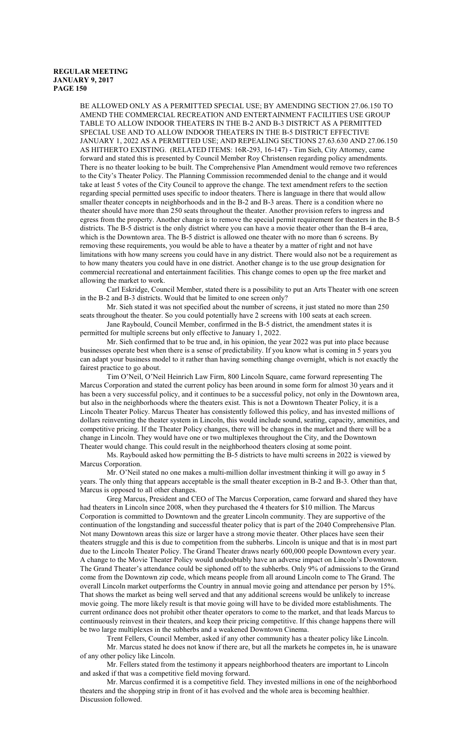BE ALLOWED ONLY AS A PERMITTED SPECIAL USE; BY AMENDING SECTION 27.06.150 TO AMEND THE COMMERCIAL RECREATION AND ENTERTAINMENT FACILITIES USE GROUP TABLE TO ALLOW INDOOR THEATERS IN THE B-2 AND B-3 DISTRICT AS A PERMITTED SPECIAL USE AND TO ALLOW INDOOR THEATERS IN THE B-5 DISTRICT EFFECTIVE JANUARY 1, 2022 AS A PERMITTED USE; AND REPEALING SECTIONS 27.63.630 AND 27.06.150 AS HITHERTO EXISTING. (RELATED ITEMS: 16R-293, 16-147) - Tim Sieh, City Attorney, came forward and stated this is presented by Council Member Roy Christensen regarding policy amendments. There is no theater looking to be built. The Comprehensive Plan Amendment would remove two references to the City's Theater Policy. The Planning Commission recommended denial to the change and it would take at least 5 votes of the City Council to approve the change. The text amendment refers to the section regarding special permitted uses specific to indoor theaters. There is language in there that would allow smaller theater concepts in neighborhoods and in the B-2 and B-3 areas. There is a condition where no theater should have more than 250 seats throughout the theater. Another provision refers to ingress and egress from the property. Another change is to remove the special permit requirement for theaters in the B-5 districts. The B-5 district is the only district where you can have a movie theater other than the B-4 area, which is the Downtown area. The B-5 district is allowed one theater with no more than 6 screens. By removing these requirements, you would be able to have a theater by a matter of right and not have limitations with how many screens you could have in any district. There would also not be a requirement as to how many theaters you could have in one district. Another change is to the use group designation for commercial recreational and entertainment facilities. This change comes to open up the free market and allowing the market to work.

Carl Eskridge, Council Member, stated there is a possibility to put an Arts Theater with one screen in the B-2 and B-3 districts. Would that be limited to one screen only?

Mr. Sieh stated it was not specified about the number of screens, it just stated no more than 250 seats throughout the theater. So you could potentially have 2 screens with 100 seats at each screen.

Jane Raybould, Council Member, confirmed in the B-5 district, the amendment states it is permitted for multiple screens but only effective to January 1, 2022.

Mr. Sieh confirmed that to be true and, in his opinion, the year 2022 was put into place because businesses operate best when there is a sense of predictability. If you know what is coming in 5 years you can adapt your business model to it rather than having something change overnight, which is not exactly the fairest practice to go about.

Tim O'Neil, O'Neil Heinrich Law Firm, 800 Lincoln Square, came forward representing The Marcus Corporation and stated the current policy has been around in some form for almost 30 years and it has been a very successful policy, and it continues to be a successful policy, not only in the Downtown area, but also in the neighborhoods where the theaters exist. This is not a Downtown Theater Policy, it is a Lincoln Theater Policy. Marcus Theater has consistently followed this policy, and has invested millions of dollars reinventing the theater system in Lincoln, this would include sound, seating, capacity, amenities, and competitive pricing. If the Theater Policy changes, there will be changes in the market and there will be a change in Lincoln. They would have one or two multiplexes throughout the City, and the Downtown Theater would change. This could result in the neighborhood theaters closing at some point.

Ms. Raybould asked how permitting the B-5 districts to have multi screens in 2022 is viewed by Marcus Corporation.

Mr. O'Neil stated no one makes a multi-million dollar investment thinking it will go away in 5 years. The only thing that appears acceptable is the small theater exception in B-2 and B-3. Other than that, Marcus is opposed to all other changes.

Greg Marcus, President and CEO of The Marcus Corporation, came forward and shared they have had theaters in Lincoln since 2008, when they purchased the 4 theaters for $10 million. The Marcus Corporation is committed to Downtown and the greater Lincoln community. They are supportive of the continuation of the longstanding and successful theater policy that is part of the 2040 Comprehensive Plan. Not many Downtown areas this size or larger have a strong movie theater. Other places have seen their theaters struggle and this is due to competition from the subherbs. Lincoln is unique and that is in most part due to the Lincoln Theater Policy. The Grand Theater draws nearly 600,000 people Downtown every year. A change to the Movie Theater Policy would undoubtably have an adverse impact on Lincoln's Downtown. The Grand Theater's attendance could be siphoned off to the subherbs. Only 9% of admissions to the Grand come from the Downtown zip code, which means people from all around Lincoln come to The Grand. The overall Lincoln market outperforms the Country in annual movie going and attendance per person by 15%. That shows the market as being well served and that any additional screens would be unlikely to increase movie going. The more likely result is that movie going will have to be divided more establishments. The current ordinance does not prohibit other theater operators to come to the market, and that leads Marcus to continuously reinvest in their theaters, and keep their pricing competitive. If this change happens there will be two large multiplexes in the subherbs and a weakened Downtown Cinema.

Trent Fellers, Council Member, asked if any other community has a theater policy like Lincoln.

Mr. Marcus stated he does not know if there are, but all the markets he competes in, he is unaware of any other policy like Lincoln.

Mr. Fellers stated from the testimony it appears neighborhood theaters are important to Lincoln and asked if that was a competitive field moving forward.

Mr. Marcus confirmed it is a competitive field. They invested millions in one of the neighborhood theaters and the shopping strip in front of it has evolved and the whole area is becoming healthier. Discussion followed.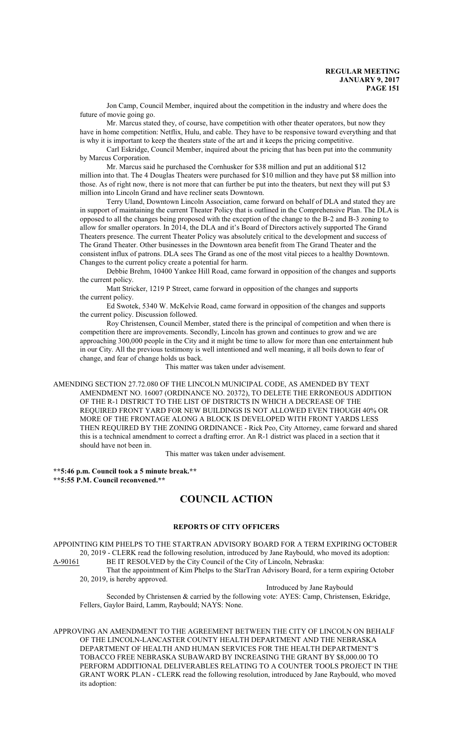Jon Camp, Council Member, inquired about the competition in the industry and where does the future of movie going go.

Mr. Marcus stated they, of course, have competition with other theater operators, but now they have in home competition: Netflix, Hulu, and cable. They have to be responsive toward everything and that is why it is important to keep the theaters state of the art and it keeps the pricing competitive.

Carl Eskridge, Council Member, inquired about the pricing that has been put into the community by Marcus Corporation.

Mr. Marcus said he purchased the Cornhusker for $38 million and put an additional $12 million into that. The 4 Douglas Theaters were purchased for $10 million and they have put $8 million into those. As of right now, there is not more that can further be put into the theaters, but next they will put $3 million into Lincoln Grand and have recliner seats Downtown.

Terry Uland, Downtown Lincoln Association, came forward on behalf of DLA and stated they are in support of maintaining the current Theater Policy that is outlined in the Comprehensive Plan. The DLA is opposed to all the changes being proposed with the exception of the change to the B-2 and B-3 zoning to allow for smaller operators. In 2014, the DLA and it's Board of Directors actively supported The Grand Theaters presence. The current Theater Policy was absolutely critical to the development and success of The Grand Theater. Other businesses in the Downtown area benefit from The Grand Theater and the consistent influx of patrons. DLA sees The Grand as one of the most vital pieces to a healthy Downtown. Changes to the current policy create a potential for harm.

Debbie Brehm, 10400 Yankee Hill Road, came forward in opposition of the changes and supports the current policy.

Matt Stricker, 1219 P Street, came forward in opposition of the changes and supports the current policy.

Ed Swotek, 5340 W. McKelvie Road, came forward in opposition of the changes and supports the current policy. Discussion followed.

Roy Christensen, Council Member, stated there is the principal of competition and when there is competition there are improvements. Secondly, Lincoln has grown and continues to grow and we are approaching 300,000 people in the City and it might be time to allow for more than one entertainment hub in our City. All the previous testimony is well intentioned and well meaning, it all boils down to fear of change, and fear of change holds us back.

This matter was taken under advisement.

AMENDING SECTION 27.72.080 OF THE LINCOLN MUNICIPAL CODE, AS AMENDED BY TEXT AMENDMENT NO. 16007 (ORDINANCE NO. 20372), TO DELETE THE ERRONEOUS ADDITION OF THE R-1 DISTRICT TO THE LIST OF DISTRICTS IN WHICH A DECREASE OF THE REQUIRED FRONT YARD FOR NEW BUILDINGS IS NOT ALLOWED EVEN THOUGH 40% OR MORE OF THE FRONTAGE ALONG A BLOCK IS DEVELOPED WITH FRONT YARDS LESS THEN REQUIRED BY THE ZONING ORDINANCE - Rick Peo, City Attorney, came forward and shared this is a technical amendment to correct a drafting error. An R-1 district was placed in a section that it should have not been in.

This matter was taken under advisement.

**\*\*5:46 p.m. Council took a 5 minute break.\*\***
**\*\*5:55 P.M. Council reconvened.\*\***

# COUNCIL ACTION

## REPORTS OF CITY OFFICERS

APPOINTING KIM PHELPS TO THE STARTRAN ADVISORY BOARD FOR A TERM EXPIRING OCTOBER 20, 2019 - CLERK read the following resolution, introduced by Jane Raybould, who moved its adoption:

A-90161 BE IT RESOLVED by the City Council of the City of Lincoln, Nebraska:

That the appointment of Kim Phelps to the StarTran Advisory Board, for a term expiring October 20, 2019, is hereby approved.

Introduced by Jane Raybould

Seconded by Christensen & carried by the following vote: AYES: Camp, Christensen, Eskridge, Fellers, Gaylor Baird, Lamm, Raybould; NAYS: None.

APPROVING AN AMENDMENT TO THE AGREEMENT BETWEEN THE CITY OF LINCOLN ON BEHALF OF THE LINCOLN-LANCASTER COUNTY HEALTH DEPARTMENT AND THE NEBRASKA DEPARTMENT OF HEALTH AND HUMAN SERVICES FOR THE HEALTH DEPARTMENT'S TOBACCO FREE NEBRASKA SUBAWARD BY INCREASING THE GRANT BY $8,000.00 TO PERFORM ADDITIONAL DELIVERABLES RELATING TO A COUNTER TOOLS PROJECT IN THE GRANT WORK PLAN - CLERK read the following resolution, introduced by Jane Raybould, who moved its adoption: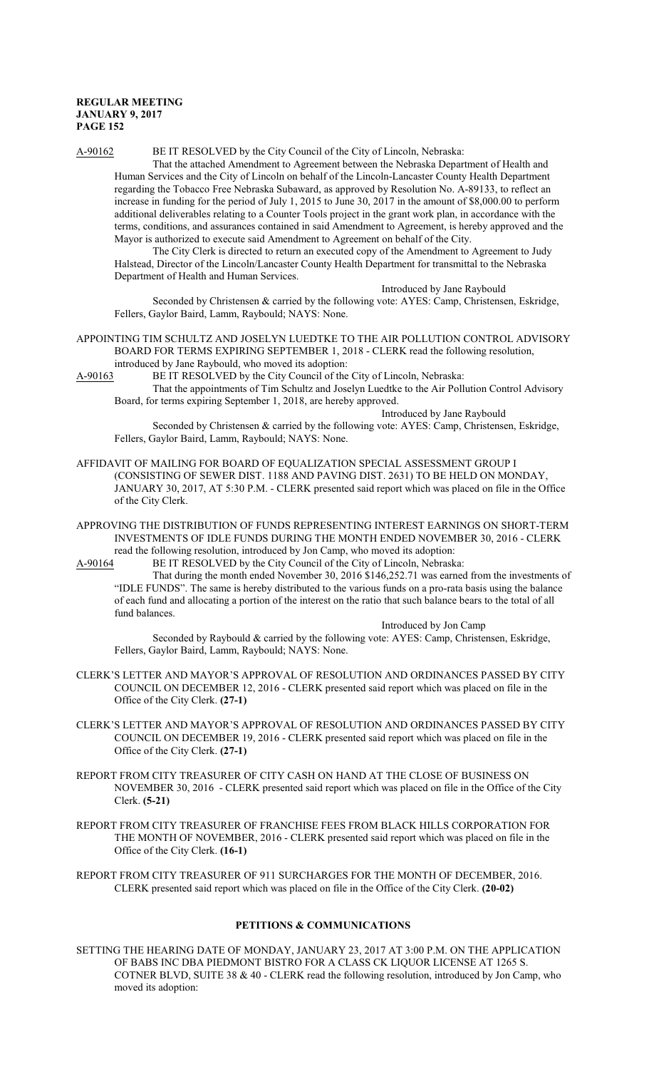A-90162 BE IT RESOLVED by the City Council of the City of Lincoln, Nebraska:

That the attached Amendment to Agreement between the Nebraska Department of Health and Human Services and the City of Lincoln on behalf of the Lincoln-Lancaster County Health Department regarding the Tobacco Free Nebraska Subaward, as approved by Resolution No. A-89133, to reflect an increase in funding for the period of July 1, 2015 to June 30, 2017 in the amount of $8,000.00 to perform additional deliverables relating to a Counter Tools project in the grant work plan, in accordance with the terms, conditions, and assurances contained in said Amendment to Agreement, is hereby approved and the Mayor is authorized to execute said Amendment to Agreement on behalf of the City.

The City Clerk is directed to return an executed copy of the Amendment to Agreement to Judy Halstead, Director of the Lincoln/Lancaster County Health Department for transmittal to the Nebraska Department of Health and Human Services.

Introduced by Jane Raybould

Seconded by Christensen & carried by the following vote: AYES: Camp, Christensen, Eskridge, Fellers, Gaylor Baird, Lamm, Raybould; NAYS: None.

APPOINTING TIM SCHULTZ AND JOSELYN LUEDTKE TO THE AIR POLLUTION CONTROL ADVISORY BOARD FOR TERMS EXPIRING SEPTEMBER 1, 2018 - CLERK read the following resolution, introduced by Jane Raybould, who moved its adoption:

A-90163 BE IT RESOLVED by the City Council of the City of Lincoln, Nebraska:

That the appointments of Tim Schultz and Joselyn Luedtke to the Air Pollution Control Advisory Board, for terms expiring September 1, 2018, are hereby approved.

Introduced by Jane Raybould

Seconded by Christensen & carried by the following vote: AYES: Camp, Christensen, Eskridge, Fellers, Gaylor Baird, Lamm, Raybould; NAYS: None.

AFFIDAVIT OF MAILING FOR BOARD OF EQUALIZATION SPECIAL ASSESSMENT GROUP I (CONSISTING OF SEWER DIST. 1188 AND PAVING DIST. 2631) TO BE HELD ON MONDAY, JANUARY 30, 2017, AT 5:30 P.M. - CLERK presented said report which was placed on file in the Office of the City Clerk.

APPROVING THE DISTRIBUTION OF FUNDS REPRESENTING INTEREST EARNINGS ON SHORT-TERM INVESTMENTS OF IDLE FUNDS DURING THE MONTH ENDED NOVEMBER 30, 2016 - CLERK read the following resolution, introduced by Jon Camp, who moved its adoption:

A-90164 BE IT RESOLVED by the City Council of the City of Lincoln, Nebraska:

That during the month ended November 30, 2016 $146,252.71 was earned from the investments of "IDLE FUNDS". The same is hereby distributed to the various funds on a pro-rata basis using the balance of each fund and allocating a portion of the interest on the ratio that such balance bears to the total of all fund balances.

Introduced by Jon Camp

Seconded by Raybould & carried by the following vote: AYES: Camp, Christensen, Eskridge, Fellers, Gaylor Baird, Lamm, Raybould; NAYS: None.

CLERK'S LETTER AND MAYOR'S APPROVAL OF RESOLUTION AND ORDINANCES PASSED BY CITY COUNCIL ON DECEMBER 12, 2016 - CLERK presented said report which was placed on file in the Office of the City Clerk. **(27-1)**

CLERK'S LETTER AND MAYOR'S APPROVAL OF RESOLUTION AND ORDINANCES PASSED BY CITY COUNCIL ON DECEMBER 19, 2016 - CLERK presented said report which was placed on file in the Office of the City Clerk. **(27-1)**

REPORT FROM CITY TREASURER OF CITY CASH ON HAND AT THE CLOSE OF BUSINESS ON NOVEMBER 30, 2016 - CLERK presented said report which was placed on file in the Office of the City Clerk. **(5-21)**

REPORT FROM CITY TREASURER OF FRANCHISE FEES FROM BLACK HILLS CORPORATION FOR THE MONTH OF NOVEMBER, 2016 - CLERK presented said report which was placed on file in the Office of the City Clerk. **(16-1)**

REPORT FROM CITY TREASURER OF 911 SURCHARGES FOR THE MONTH OF DECEMBER, 2016. CLERK presented said report which was placed on file in the Office of the City Clerk. **(20-02)**

## PETITIONS & COMMUNICATIONS

SETTING THE HEARING DATE OF MONDAY, JANUARY 23, 2017 AT 3:00 P.M. ON THE APPLICATION OF BABS INC DBA PIEDMONT BISTRO FOR A CLASS CK LIQUOR LICENSE AT 1265 S. COTNER BLVD, SUITE 38 & 40 - CLERK read the following resolution, introduced by Jon Camp, who moved its adoption: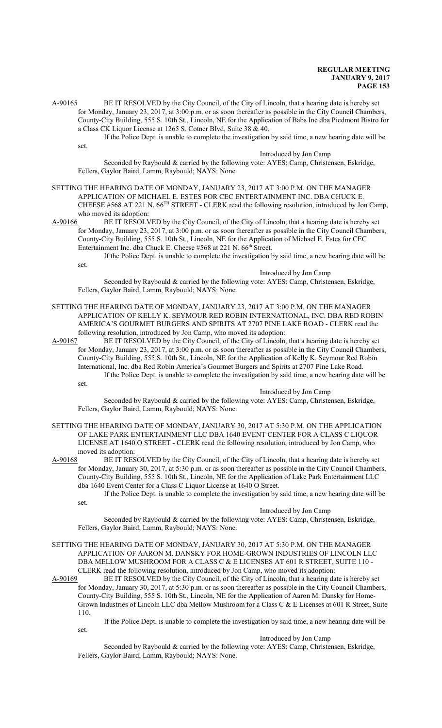A-90165 BE IT RESOLVED by the City Council, of the City of Lincoln, that a hearing date is hereby set for Monday, January 23, 2017, at 3:00 p.m. or as soon thereafter as possible in the City Council Chambers, County-City Building, 555 S. 10th St., Lincoln, NE for the Application of Babs Inc dba Piedmont Bistro for a Class CK Liquor License at 1265 S. Cotner Blvd, Suite 38 & 40.

If the Police Dept. is unable to complete the investigation by said time, a new hearing date will be set.

Introduced by Jon Camp

Seconded by Raybould & carried by the following vote: AYES: Camp, Christensen, Eskridge, Fellers, Gaylor Baird, Lamm, Raybould; NAYS: None.

SETTING THE HEARING DATE OF MONDAY, JANUARY 23, 2017 AT 3:00 P.M. ON THE MANAGER APPLICATION OF MICHAEL E. ESTES FOR CEC ENTERTAINMENT INC. DBA CHUCK E. CHEESE #568 AT 221 N. 66TH STREET - CLERK read the following resolution, introduced by Jon Camp, who moved its adoption:

A-90166 BE IT RESOLVED by the City Council, of the City of Lincoln, that a hearing date is hereby set for Monday, January 23, 2017, at 3:00 p.m. or as soon thereafter as possible in the City Council Chambers, County-City Building, 555 S. 10th St., Lincoln, NE for the Application of Michael E. Estes for CEC Entertainment Inc. dba Chuck E. Cheese #568 at 221 N. 66th Street.

If the Police Dept. is unable to complete the investigation by said time, a new hearing date will be set.

Introduced by Jon Camp

Seconded by Raybould & carried by the following vote: AYES: Camp, Christensen, Eskridge, Fellers, Gaylor Baird, Lamm, Raybould; NAYS: None.

SETTING THE HEARING DATE OF MONDAY, JANUARY 23, 2017 AT 3:00 P.M. ON THE MANAGER APPLICATION OF KELLY K. SEYMOUR RED ROBIN INTERNATIONAL, INC. DBA RED ROBIN AMERICA'S GOURMET BURGERS AND SPIRITS AT 2707 PINE LAKE ROAD - CLERK read the following resolution, introduced by Jon Camp, who moved its adoption:

A-90167 BE IT RESOLVED by the City Council, of the City of Lincoln, that a hearing date is hereby set for Monday, January 23, 2017, at 3:00 p.m. or as soon thereafter as possible in the City Council Chambers, County-City Building, 555 S. 10th St., Lincoln, NE for the Application of Kelly K. Seymour Red Robin International, Inc. dba Red Robin America's Gourmet Burgers and Spirits at 2707 Pine Lake Road.

If the Police Dept. is unable to complete the investigation by said time, a new hearing date will be set.

Introduced by Jon Camp

Seconded by Raybould & carried by the following vote: AYES: Camp, Christensen, Eskridge, Fellers, Gaylor Baird, Lamm, Raybould; NAYS: None.

SETTING THE HEARING DATE OF MONDAY, JANUARY 30, 2017 AT 5:30 P.M. ON THE APPLICATION OF LAKE PARK ENTERTAINMENT LLC DBA 1640 EVENT CENTER FOR A CLASS C LIQUOR LICENSE AT 1640 O STREET - CLERK read the following resolution, introduced by Jon Camp, who moved its adoption:

A-90168 BE IT RESOLVED by the City Council, of the City of Lincoln, that a hearing date is hereby set for Monday, January 30, 2017, at 5:30 p.m. or as soon thereafter as possible in the City Council Chambers, County-City Building, 555 S. 10th St., Lincoln, NE for the Application of Lake Park Entertainment LLC dba 1640 Event Center for a Class C Liquor License at 1640 O Street.

If the Police Dept. is unable to complete the investigation by said time, a new hearing date will be set.

Introduced by Jon Camp

Seconded by Raybould & carried by the following vote: AYES: Camp, Christensen, Eskridge, Fellers, Gaylor Baird, Lamm, Raybould; NAYS: None.

SETTING THE HEARING DATE OF MONDAY, JANUARY 30, 2017 AT 5:30 P.M. ON THE MANAGER APPLICATION OF AARON M. DANSKY FOR HOME-GROWN INDUSTRIES OF LINCOLN LLC DBA MELLOW MUSHROOM FOR A CLASS C & E LICENSES AT 601 R STREET, SUITE 110 - CLERK read the following resolution, introduced by Jon Camp, who moved its adoption:

A-90169 BE IT RESOLVED by the City Council, of the City of Lincoln, that a hearing date is hereby set for Monday, January 30, 2017, at 5:30 p.m. or as soon thereafter as possible in the City Council Chambers, County-City Building, 555 S. 10th St., Lincoln, NE for the Application of Aaron M. Dansky for Home-Grown Industries of Lincoln LLC dba Mellow Mushroom for a Class C & E Licenses at 601 R Street, Suite 110.

If the Police Dept. is unable to complete the investigation by said time, a new hearing date will be set.

Introduced by Jon Camp

Seconded by Raybould & carried by the following vote: AYES: Camp, Christensen, Eskridge, Fellers, Gaylor Baird, Lamm, Raybould; NAYS: None.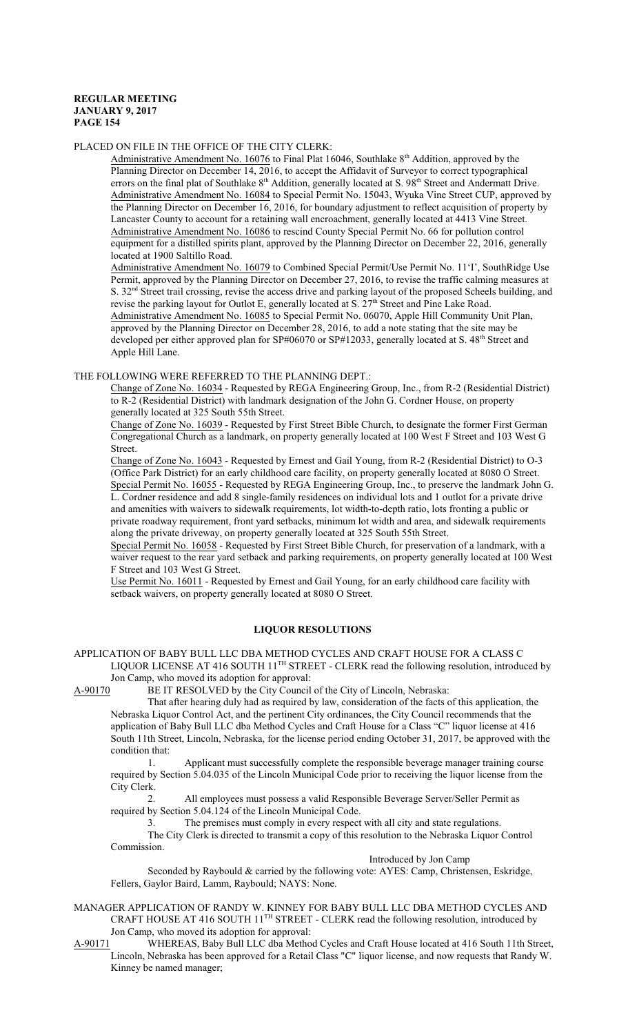PLACED ON FILE IN THE OFFICE OF THE CITY CLERK:

Administrative Amendment No. 16076 to Final Plat 16046, Southlake 8th Addition, approved by the Planning Director on December 14, 2016, to accept the Affidavit of Surveyor to correct typographical errors on the final plat of Southlake 8th Addition, generally located at S. 98th Street and Andermatt Drive.

Administrative Amendment No. 16084 to Special Permit No. 15043, Wyuka Vine Street CUP, approved by the Planning Director on December 16, 2016, for boundary adjustment to reflect acquisition of property by Lancaster County to account for a retaining wall encroachment, generally located at 4413 Vine Street.

Administrative Amendment No. 16086 to rescind County Special Permit No. 66 for pollution control equipment for a distilled spirits plant, approved by the Planning Director on December 22, 2016, generally located at 1900 Saltillo Road.

Administrative Amendment No. 16079 to Combined Special Permit/Use Permit No. 11'I', SouthRidge Use Permit, approved by the Planning Director on December 27, 2016, to revise the traffic calming measures at S. 32nd Street trail crossing, revise the access drive and parking layout of the proposed Scheels building, and revise the parking layout for Outlot E, generally located at S. 27th Street and Pine Lake Road.

Administrative Amendment No. 16085 to Special Permit No. 06070, Apple Hill Community Unit Plan, approved by the Planning Director on December 28, 2016, to add a note stating that the site may be developed per either approved plan for SP#06070 or SP#12033, generally located at S. 48th Street and Apple Hill Lane.

THE FOLLOWING WERE REFERRED TO THE PLANNING DEPT.:

Change of Zone No. 16034 - Requested by REGA Engineering Group, Inc., from R-2 (Residential District) to R-2 (Residential District) with landmark designation of the John G. Cordner House, on property generally located at 325 South 55th Street.

Change of Zone No. 16039 - Requested by First Street Bible Church, to designate the former First German Congregational Church as a landmark, on property generally located at 100 West F Street and 103 West G Street.

Change of Zone No. 16043 - Requested by Ernest and Gail Young, from R-2 (Residential District) to O-3 (Office Park District) for an early childhood care facility, on property generally located at 8080 O Street.

Special Permit No. 16055 - Requested by REGA Engineering Group, Inc., to preserve the landmark John G. L. Cordner residence and add 8 single-family residences on individual lots and 1 outlot for a private drive and amenities with waivers to sidewalk requirements, lot width-to-depth ratio, lots fronting a public or private roadway requirement, front yard setbacks, minimum lot width and area, and sidewalk requirements along the private driveway, on property generally located at 325 South 55th Street.

Special Permit No. 16058 - Requested by First Street Bible Church, for preservation of a landmark, with a waiver request to the rear yard setback and parking requirements, on property generally located at 100 West F Street and 103 West G Street.

Use Permit No. 16011 - Requested by Ernest and Gail Young, for an early childhood care facility with setback waivers, on property generally located at 8080 O Street.

## LIQUOR RESOLUTIONS

APPLICATION OF BABY BULL LLC DBA METHOD CYCLES AND CRAFT HOUSE FOR A CLASS C LIQUOR LICENSE AT 416 SOUTH 11TH STREET - CLERK read the following resolution, introduced by Jon Camp, who moved its adoption for approval:

A-90170 BE IT RESOLVED by the City Council of the City of Lincoln, Nebraska:

That after hearing duly had as required by law, consideration of the facts of this application, the Nebraska Liquor Control Act, and the pertinent City ordinances, the City Council recommends that the application of Baby Bull LLC dba Method Cycles and Craft House for a Class "C" liquor license at 416 South 11th Street, Lincoln, Nebraska, for the license period ending October 31, 2017, be approved with the condition that:

1. Applicant must successfully complete the responsible beverage manager training course required by Section 5.04.035 of the Lincoln Municipal Code prior to receiving the liquor license from the City Clerk.
2. All employees must possess a valid Responsible Beverage Server/Seller Permit as required by Section 5.04.124 of the Lincoln Municipal Code.
3. The premises must comply in every respect with all city and state regulations.

The City Clerk is directed to transmit a copy of this resolution to the Nebraska Liquor Control Commission.

Introduced by Jon Camp

Seconded by Raybould & carried by the following vote: AYES: Camp, Christensen, Eskridge, Fellers, Gaylor Baird, Lamm, Raybould; NAYS: None.

MANAGER APPLICATION OF RANDY W. KINNEY FOR BABY BULL LLC DBA METHOD CYCLES AND CRAFT HOUSE AT 416 SOUTH 11TH STREET - CLERK read the following resolution, introduced by Jon Camp, who moved its adoption for approval:

A-90171 WHEREAS, Baby Bull LLC dba Method Cycles and Craft House located at 416 South 11th Street, Lincoln, Nebraska has been approved for a Retail Class "C" liquor license, and now requests that Randy W. Kinney be named manager;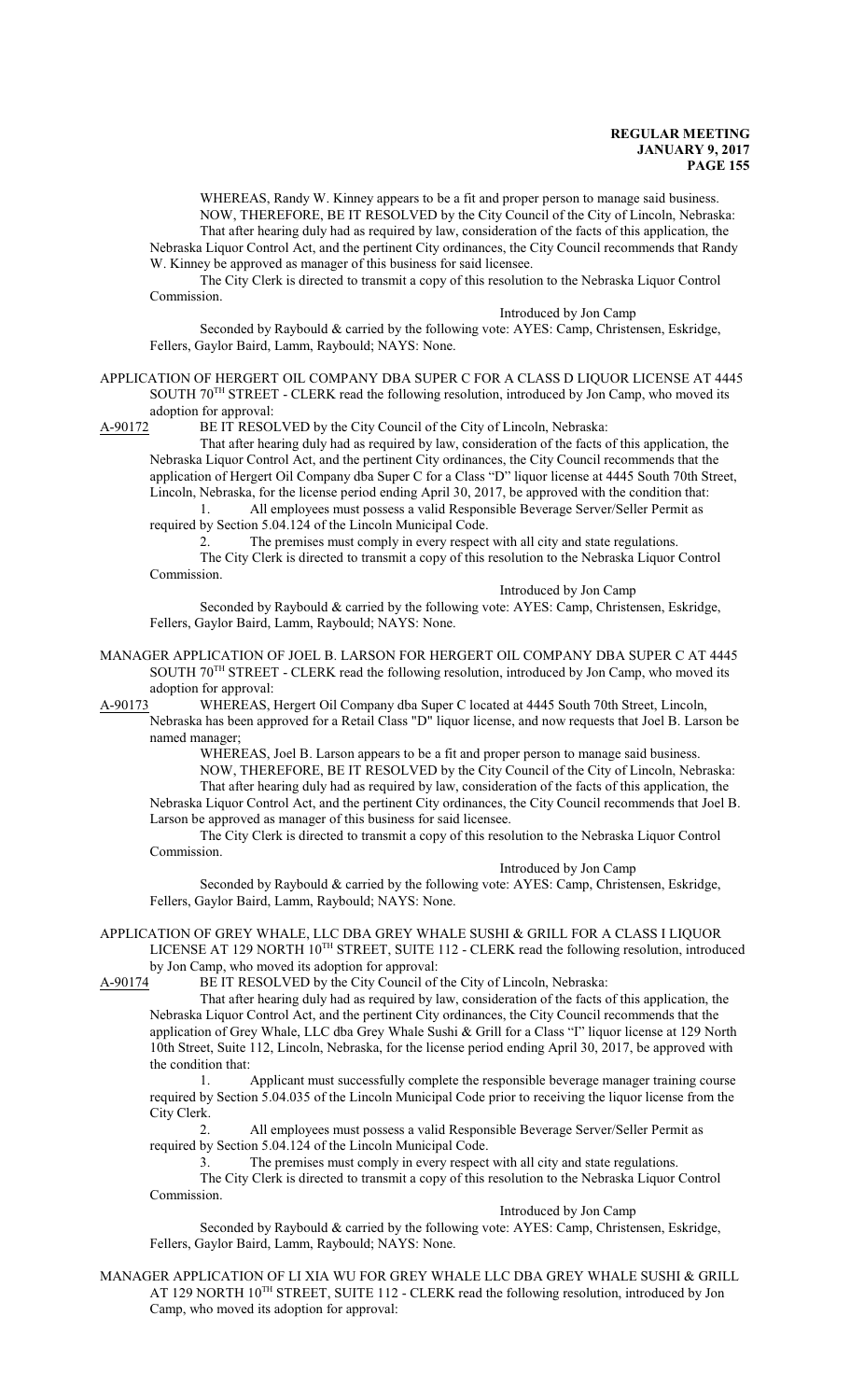WHEREAS, Randy W. Kinney appears to be a fit and proper person to manage said business.

NOW, THEREFORE, BE IT RESOLVED by the City Council of the City of Lincoln, Nebraska:

That after hearing duly had as required by law, consideration of the facts of this application, the Nebraska Liquor Control Act, and the pertinent City ordinances, the City Council recommends that Randy W. Kinney be approved as manager of this business for said licensee.

The City Clerk is directed to transmit a copy of this resolution to the Nebraska Liquor Control Commission.

Introduced by Jon Camp

Seconded by Raybould & carried by the following vote: AYES: Camp, Christensen, Eskridge, Fellers, Gaylor Baird, Lamm, Raybould; NAYS: None.

APPLICATION OF HERGERT OIL COMPANY DBA SUPER C FOR A CLASS D LIQUOR LICENSE AT 4445 SOUTH 70TH STREET - CLERK read the following resolution, introduced by Jon Camp, who moved its adoption for approval:

A-90172 BE IT RESOLVED by the City Council of the City of Lincoln, Nebraska:

That after hearing duly had as required by law, consideration of the facts of this application, the Nebraska Liquor Control Act, and the pertinent City ordinances, the City Council recommends that the application of Hergert Oil Company dba Super C for a Class "D" liquor license at 4445 South 70th Street, Lincoln, Nebraska, for the license period ending April 30, 2017, be approved with the condition that:

1. All employees must possess a valid Responsible Beverage Server/Seller Permit as required by Section 5.04.124 of the Lincoln Municipal Code.

2. The premises must comply in every respect with all city and state regulations.

The City Clerk is directed to transmit a copy of this resolution to the Nebraska Liquor Control Commission.

Introduced by Jon Camp

Seconded by Raybould & carried by the following vote: AYES: Camp, Christensen, Eskridge, Fellers, Gaylor Baird, Lamm, Raybould; NAYS: None.

MANAGER APPLICATION OF JOEL B. LARSON FOR HERGERT OIL COMPANY DBA SUPER C AT 4445 SOUTH 70TH STREET - CLERK read the following resolution, introduced by Jon Camp, who moved its adoption for approval:

A-90173 WHEREAS, Hergert Oil Company dba Super C located at 4445 South 70th Street, Lincoln, Nebraska has been approved for a Retail Class "D" liquor license, and now requests that Joel B. Larson be named manager;

WHEREAS, Joel B. Larson appears to be a fit and proper person to manage said business.

NOW, THEREFORE, BE IT RESOLVED by the City Council of the City of Lincoln, Nebraska:

That after hearing duly had as required by law, consideration of the facts of this application, the Nebraska Liquor Control Act, and the pertinent City ordinances, the City Council recommends that Joel B. Larson be approved as manager of this business for said licensee.

The City Clerk is directed to transmit a copy of this resolution to the Nebraska Liquor Control Commission.

Introduced by Jon Camp

Seconded by Raybould & carried by the following vote: AYES: Camp, Christensen, Eskridge, Fellers, Gaylor Baird, Lamm, Raybould; NAYS: None.

APPLICATION OF GREY WHALE, LLC DBA GREY WHALE SUSHI & GRILL FOR A CLASS I LIQUOR LICENSE AT 129 NORTH 10TH STREET, SUITE 112 - CLERK read the following resolution, introduced by Jon Camp, who moved its adoption for approval:

A-90174 BE IT RESOLVED by the City Council of the City of Lincoln, Nebraska:

That after hearing duly had as required by law, consideration of the facts of this application, the Nebraska Liquor Control Act, and the pertinent City ordinances, the City Council recommends that the application of Grey Whale, LLC dba Grey Whale Sushi & Grill for a Class "I" liquor license at 129 North 10th Street, Suite 112, Lincoln, Nebraska, for the license period ending April 30, 2017, be approved with the condition that:

1. Applicant must successfully complete the responsible beverage manager training course required by Section 5.04.035 of the Lincoln Municipal Code prior to receiving the liquor license from the City Clerk.

2. All employees must possess a valid Responsible Beverage Server/Seller Permit as required by Section 5.04.124 of the Lincoln Municipal Code.

3. The premises must comply in every respect with all city and state regulations.

The City Clerk is directed to transmit a copy of this resolution to the Nebraska Liquor Control Commission.

Introduced by Jon Camp

Seconded by Raybould & carried by the following vote: AYES: Camp, Christensen, Eskridge, Fellers, Gaylor Baird, Lamm, Raybould; NAYS: None.

MANAGER APPLICATION OF LI XIA WU FOR GREY WHALE LLC DBA GREY WHALE SUSHI & GRILL AT 129 NORTH 10TH STREET, SUITE 112 - CLERK read the following resolution, introduced by Jon Camp, who moved its adoption for approval: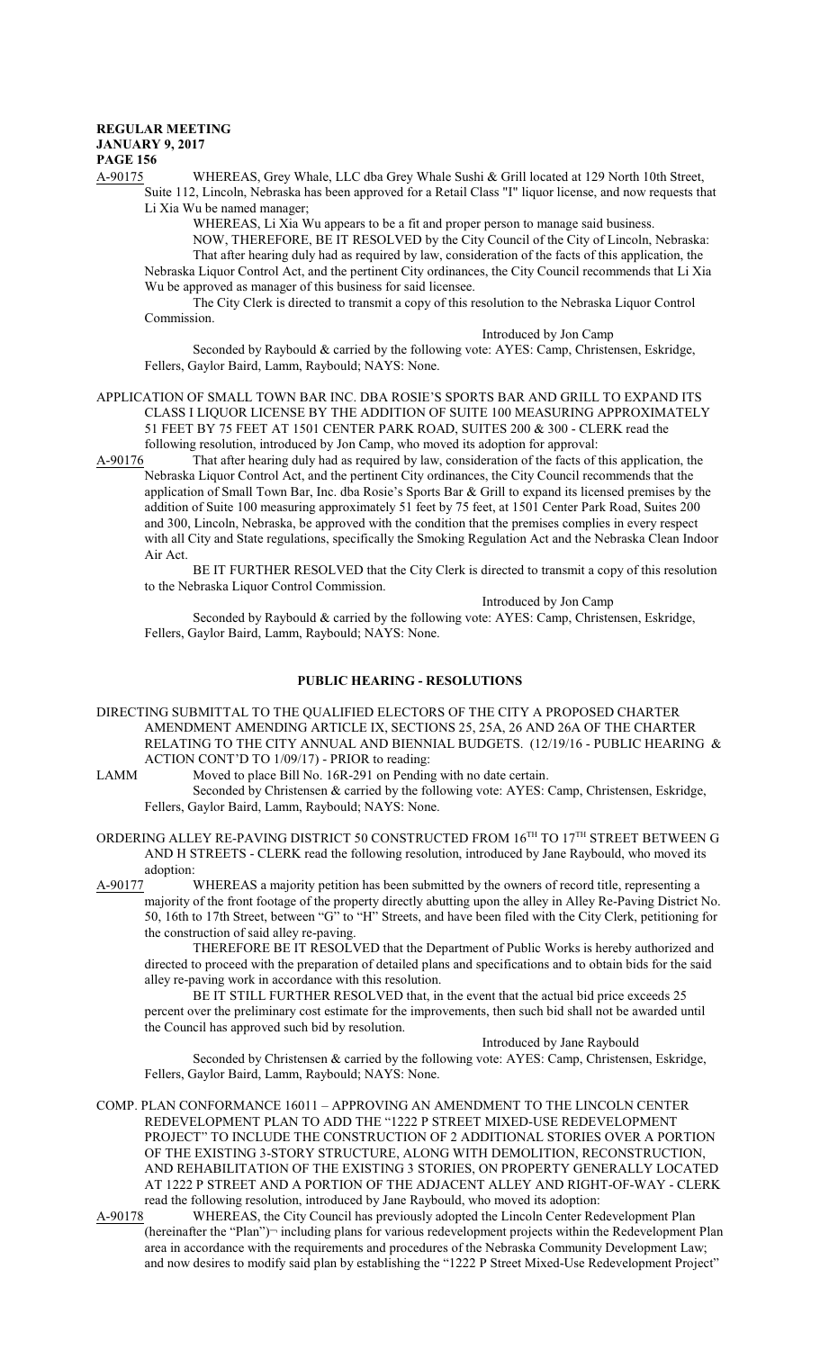A-90175 WHEREAS, Grey Whale, LLC dba Grey Whale Sushi & Grill located at 129 North 10th Street, Suite 112, Lincoln, Nebraska has been approved for a Retail Class "I" liquor license, and now requests that Li Xia Wu be named manager;

WHEREAS, Li Xia Wu appears to be a fit and proper person to manage said business.

NOW, THEREFORE, BE IT RESOLVED by the City Council of the City of Lincoln, Nebraska: That after hearing duly had as required by law, consideration of the facts of this application, the Nebraska Liquor Control Act, and the pertinent City ordinances, the City Council recommends that Li Xia Wu be approved as manager of this business for said licensee.

The City Clerk is directed to transmit a copy of this resolution to the Nebraska Liquor Control Commission.

Introduced by Jon Camp

Seconded by Raybould & carried by the following vote: AYES: Camp, Christensen, Eskridge, Fellers, Gaylor Baird, Lamm, Raybould; NAYS: None.

APPLICATION OF SMALL TOWN BAR INC. DBA ROSIE'S SPORTS BAR AND GRILL TO EXPAND ITS CLASS I LIQUOR LICENSE BY THE ADDITION OF SUITE 100 MEASURING APPROXIMATELY 51 FEET BY 75 FEET AT 1501 CENTER PARK ROAD, SUITES 200 & 300 - CLERK read the following resolution, introduced by Jon Camp, who moved its adoption for approval:

A-90176 That after hearing duly had as required by law, consideration of the facts of this application, the Nebraska Liquor Control Act, and the pertinent City ordinances, the City Council recommends that the application of Small Town Bar, Inc. dba Rosie's Sports Bar & Grill to expand its licensed premises by the addition of Suite 100 measuring approximately 51 feet by 75 feet, at 1501 Center Park Road, Suites 200 and 300, Lincoln, Nebraska, be approved with the condition that the premises complies in every respect with all City and State regulations, specifically the Smoking Regulation Act and the Nebraska Clean Indoor Air Act.

BE IT FURTHER RESOLVED that the City Clerk is directed to transmit a copy of this resolution to the Nebraska Liquor Control Commission.

Introduced by Jon Camp

Seconded by Raybould & carried by the following vote: AYES: Camp, Christensen, Eskridge, Fellers, Gaylor Baird, Lamm, Raybould; NAYS: None.

## PUBLIC HEARING - RESOLUTIONS

DIRECTING SUBMITTAL TO THE QUALIFIED ELECTORS OF THE CITY A PROPOSED CHARTER AMENDMENT AMENDING ARTICLE IX, SECTIONS 25, 25A, 26 AND 26A OF THE CHARTER RELATING TO THE CITY ANNUAL AND BIENNIAL BUDGETS. (12/19/16 - PUBLIC HEARING & ACTION CONT'D TO 1/09/17) - PRIOR to reading:

LAMM Moved to place Bill No. 16R-291 on Pending with no date certain.

Seconded by Christensen & carried by the following vote: AYES: Camp, Christensen, Eskridge, Fellers, Gaylor Baird, Lamm, Raybould; NAYS: None.

ORDERING ALLEY RE-PAVING DISTRICT 50 CONSTRUCTED FROM 16TH TO 17TH STREET BETWEEN G AND H STREETS - CLERK read the following resolution, introduced by Jane Raybould, who moved its adoption:

A-90177 WHEREAS a majority petition has been submitted by the owners of record title, representing a majority of the front footage of the property directly abutting upon the alley in Alley Re-Paving District No. 50, 16th to 17th Street, between "G" to "H" Streets, and have been filed with the City Clerk, petitioning for the construction of said alley re-paving.

THEREFORE BE IT RESOLVED that the Department of Public Works is hereby authorized and directed to proceed with the preparation of detailed plans and specifications and to obtain bids for the said alley re-paving work in accordance with this resolution.

BE IT STILL FURTHER RESOLVED that, in the event that the actual bid price exceeds 25 percent over the preliminary cost estimate for the improvements, then such bid shall not be awarded until the Council has approved such bid by resolution.

Introduced by Jane Raybould

Seconded by Christensen & carried by the following vote: AYES: Camp, Christensen, Eskridge, Fellers, Gaylor Baird, Lamm, Raybould; NAYS: None.

COMP. PLAN CONFORMANCE 16011 – APPROVING AN AMENDMENT TO THE LINCOLN CENTER REDEVELOPMENT PLAN TO ADD THE "1222 P STREET MIXED-USE REDEVELOPMENT PROJECT" TO INCLUDE THE CONSTRUCTION OF 2 ADDITIONAL STORIES OVER A PORTION OF THE EXISTING 3-STORY STRUCTURE, ALONG WITH DEMOLITION, RECONSTRUCTION, AND REHABILITATION OF THE EXISTING 3 STORIES, ON PROPERTY GENERALLY LOCATED AT 1222 P STREET AND A PORTION OF THE ADJACENT ALLEY AND RIGHT-OF-WAY - CLERK read the following resolution, introduced by Jane Raybould, who moved its adoption:

A-90178 WHEREAS, the City Council has previously adopted the Lincoln Center Redevelopment Plan (hereinafter the "Plan")¬ including plans for various redevelopment projects within the Redevelopment Plan area in accordance with the requirements and procedures of the Nebraska Community Development Law; and now desires to modify said plan by establishing the "1222 P Street Mixed-Use Redevelopment Project"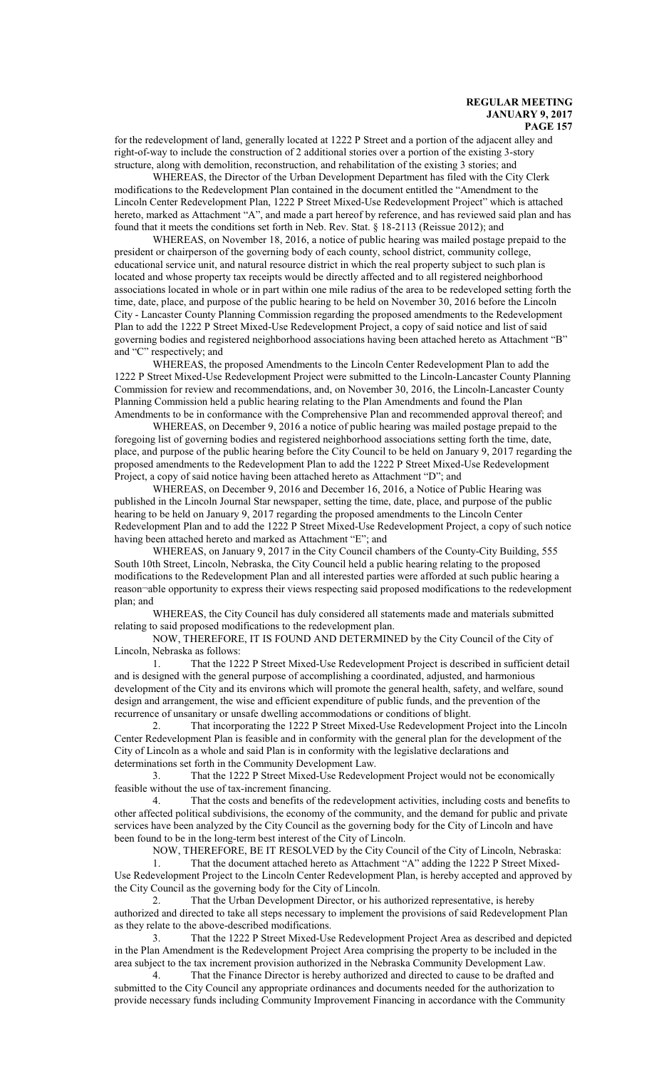for the redevelopment of land, generally located at 1222 P Street and a portion of the adjacent alley and right-of-way to include the construction of 2 additional stories over a portion of the existing 3-story structure, along with demolition, reconstruction, and rehabilitation of the existing 3 stories; and

WHEREAS, the Director of the Urban Development Department has filed with the City Clerk modifications to the Redevelopment Plan contained in the document entitled the "Amendment to the Lincoln Center Redevelopment Plan, 1222 P Street Mixed-Use Redevelopment Project" which is attached hereto, marked as Attachment "A", and made a part hereof by reference, and has reviewed said plan and has found that it meets the conditions set forth in Neb. Rev. Stat. § 18-2113 (Reissue 2012); and

WHEREAS, on November 18, 2016, a notice of public hearing was mailed postage prepaid to the president or chairperson of the governing body of each county, school district, community college, educational service unit, and natural resource district in which the real property subject to such plan is located and whose property tax receipts would be directly affected and to all registered neighborhood associations located in whole or in part within one mile radius of the area to be redeveloped setting forth the time, date, place, and purpose of the public hearing to be held on November 30, 2016 before the Lincoln City - Lancaster County Planning Commission regarding the proposed amendments to the Redevelopment Plan to add the 1222 P Street Mixed-Use Redevelopment Project, a copy of said notice and list of said governing bodies and registered neighborhood associations having been attached hereto as Attachment "B" and "C" respectively; and

WHEREAS, the proposed Amendments to the Lincoln Center Redevelopment Plan to add the 1222 P Street Mixed-Use Redevelopment Project were submitted to the Lincoln-Lancaster County Planning Commission for review and recommendations, and, on November 30, 2016, the Lincoln-Lancaster County Planning Commission held a public hearing relating to the Plan Amendments and found the Plan Amendments to be in conformance with the Comprehensive Plan and recommended approval thereof; and

WHEREAS, on December 9, 2016 a notice of public hearing was mailed postage prepaid to the foregoing list of governing bodies and registered neighborhood associations setting forth the time, date, place, and purpose of the public hearing before the City Council to be held on January 9, 2017 regarding the proposed amendments to the Redevelopment Plan to add the 1222 P Street Mixed-Use Redevelopment Project, a copy of said notice having been attached hereto as Attachment "D"; and

WHEREAS, on December 9, 2016 and December 16, 2016, a Notice of Public Hearing was published in the Lincoln Journal Star newspaper, setting the time, date, place, and purpose of the public hearing to be held on January 9, 2017 regarding the proposed amendments to the Lincoln Center Redevelopment Plan and to add the 1222 P Street Mixed-Use Redevelopment Project, a copy of such notice having been attached hereto and marked as Attachment "E"; and

WHEREAS, on January 9, 2017 in the City Council chambers of the County-City Building, 555 South 10th Street, Lincoln, Nebraska, the City Council held a public hearing relating to the proposed modifications to the Redevelopment Plan and all interested parties were afforded at such public hearing a reason-able opportunity to express their views respecting said proposed modifications to the redevelopment plan; and

WHEREAS, the City Council has duly considered all statements made and materials submitted relating to said proposed modifications to the redevelopment plan.

NOW, THEREFORE, IT IS FOUND AND DETERMINED by the City Council of the City of Lincoln, Nebraska as follows:

1. That the 1222 P Street Mixed-Use Redevelopment Project is described in sufficient detail and is designed with the general purpose of accomplishing a coordinated, adjusted, and harmonious development of the City and its environs which will promote the general health, safety, and welfare, sound design and arrangement, the wise and efficient expenditure of public funds, and the prevention of the recurrence of unsanitary or unsafe dwelling accommodations or conditions of blight.

2. That incorporating the 1222 P Street Mixed-Use Redevelopment Project into the Lincoln Center Redevelopment Plan is feasible and in conformity with the general plan for the development of the City of Lincoln as a whole and said Plan is in conformity with the legislative declarations and determinations set forth in the Community Development Law.

3. That the 1222 P Street Mixed-Use Redevelopment Project would not be economically feasible without the use of tax-increment financing.

4. That the costs and benefits of the redevelopment activities, including costs and benefits to other affected political subdivisions, the economy of the community, and the demand for public and private services have been analyzed by the City Council as the governing body for the City of Lincoln and have been found to be in the long-term best interest of the City of Lincoln.

NOW, THEREFORE, BE IT RESOLVED by the City Council of the City of Lincoln, Nebraska:

1. That the document attached hereto as Attachment "A" adding the 1222 P Street Mixed-Use Redevelopment Project to the Lincoln Center Redevelopment Plan, is hereby accepted and approved by the City Council as the governing body for the City of Lincoln.

2. That the Urban Development Director, or his authorized representative, is hereby authorized and directed to take all steps necessary to implement the provisions of said Redevelopment Plan as they relate to the above-described modifications.

3. That the 1222 P Street Mixed-Use Redevelopment Project Area as described and depicted in the Plan Amendment is the Redevelopment Project Area comprising the property to be included in the area subject to the tax increment provision authorized in the Nebraska Community Development Law.

4. That the Finance Director is hereby authorized and directed to cause to be drafted and submitted to the City Council any appropriate ordinances and documents needed for the authorization to provide necessary funds including Community Improvement Financing in accordance with the Community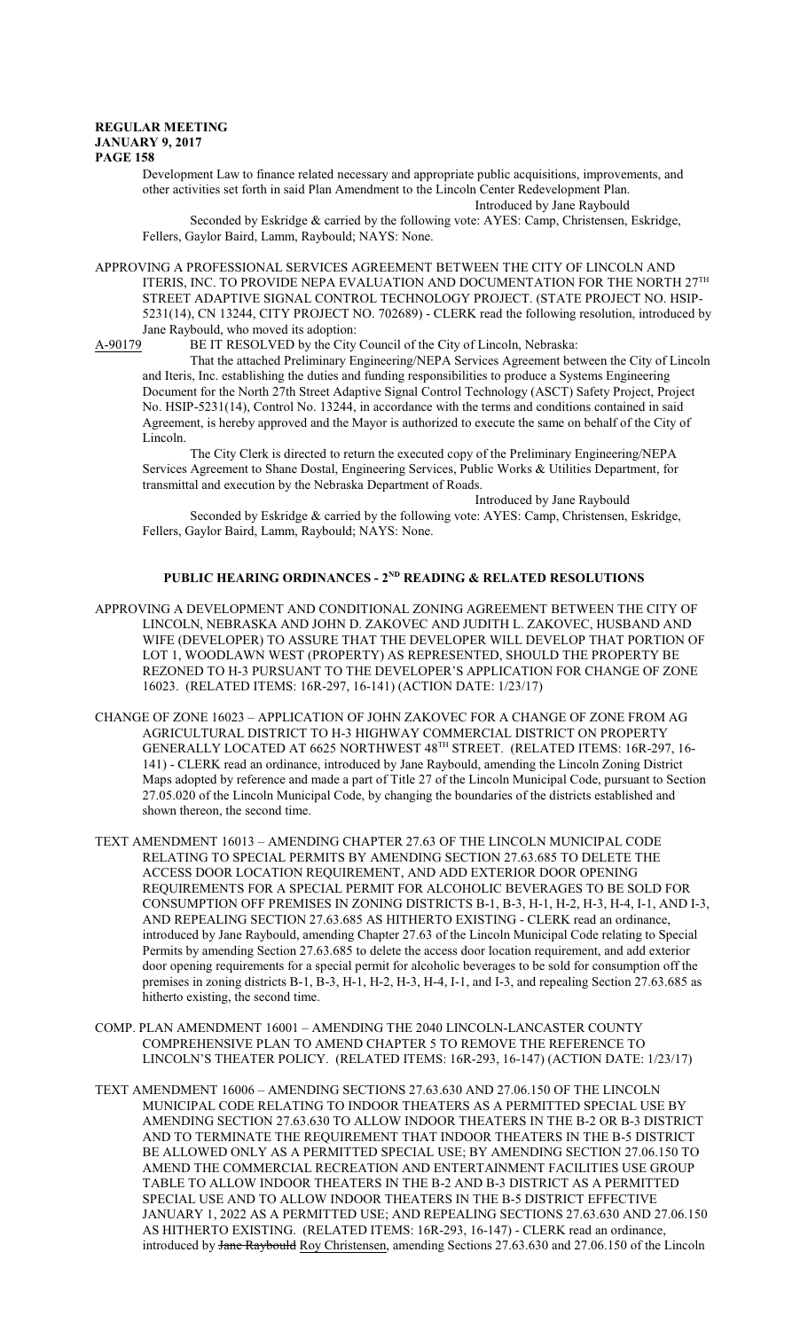Development Law to finance related necessary and appropriate public acquisitions, improvements, and other activities set forth in said Plan Amendment to the Lincoln Center Redevelopment Plan.

Introduced by Jane Raybould

Seconded by Eskridge & carried by the following vote: AYES: Camp, Christensen, Eskridge, Fellers, Gaylor Baird, Lamm, Raybould; NAYS: None.

APPROVING A PROFESSIONAL SERVICES AGREEMENT BETWEEN THE CITY OF LINCOLN AND ITERIS, INC. TO PROVIDE NEPA EVALUATION AND DOCUMENTATION FOR THE NORTH 27TH STREET ADAPTIVE SIGNAL CONTROL TECHNOLOGY PROJECT. (STATE PROJECT NO. HSIP-5231(14), CN 13244, CITY PROJECT NO. 702689) - CLERK read the following resolution, introduced by Jane Raybould, who moved its adoption:

A-90179 BE IT RESOLVED by the City Council of the City of Lincoln, Nebraska:

That the attached Preliminary Engineering/NEPA Services Agreement between the City of Lincoln and Iteris, Inc. establishing the duties and funding responsibilities to produce a Systems Engineering Document for the North 27th Street Adaptive Signal Control Technology (ASCT) Safety Project, Project No. HSIP-5231(14), Control No. 13244, in accordance with the terms and conditions contained in said Agreement, is hereby approved and the Mayor is authorized to execute the same on behalf of the City of Lincoln.

The City Clerk is directed to return the executed copy of the Preliminary Engineering/NEPA Services Agreement to Shane Dostal, Engineering Services, Public Works & Utilities Department, for transmittal and execution by the Nebraska Department of Roads.

Introduced by Jane Raybould

Seconded by Eskridge & carried by the following vote: AYES: Camp, Christensen, Eskridge, Fellers, Gaylor Baird, Lamm, Raybould; NAYS: None.

## PUBLIC HEARING ORDINANCES - 2ND READING & RELATED RESOLUTIONS

APPROVING A DEVELOPMENT AND CONDITIONAL ZONING AGREEMENT BETWEEN THE CITY OF LINCOLN, NEBRASKA AND JOHN D. ZAKOVEC AND JUDITH L. ZAKOVEC, HUSBAND AND WIFE (DEVELOPER) TO ASSURE THAT THE DEVELOPER WILL DEVELOP THAT PORTION OF LOT 1, WOODLAWN WEST (PROPERTY) AS REPRESENTED, SHOULD THE PROPERTY BE REZONED TO H-3 PURSUANT TO THE DEVELOPER'S APPLICATION FOR CHANGE OF ZONE 16023. (RELATED ITEMS: 16R-297, 16-141) (ACTION DATE: 1/23/17)

CHANGE OF ZONE 16023 – APPLICATION OF JOHN ZAKOVEC FOR A CHANGE OF ZONE FROM AG AGRICULTURAL DISTRICT TO H-3 HIGHWAY COMMERCIAL DISTRICT ON PROPERTY GENERALLY LOCATED AT 6625 NORTHWEST 48TH STREET. (RELATED ITEMS: 16R-297, 16-141) - CLERK read an ordinance, introduced by Jane Raybould, amending the Lincoln Zoning District Maps adopted by reference and made a part of Title 27 of the Lincoln Municipal Code, pursuant to Section 27.05.020 of the Lincoln Municipal Code, by changing the boundaries of the districts established and shown thereon, the second time.

TEXT AMENDMENT 16013 – AMENDING CHAPTER 27.63 OF THE LINCOLN MUNICIPAL CODE RELATING TO SPECIAL PERMITS BY AMENDING SECTION 27.63.685 TO DELETE THE ACCESS DOOR LOCATION REQUIREMENT, AND ADD EXTERIOR DOOR OPENING REQUIREMENTS FOR A SPECIAL PERMIT FOR ALCOHOLIC BEVERAGES TO BE SOLD FOR CONSUMPTION OFF PREMISES IN ZONING DISTRICTS B-1, B-3, H-1, H-2, H-3, H-4, I-1, AND I-3, AND REPEALING SECTION 27.63.685 AS HITHERTO EXISTING - CLERK read an ordinance, introduced by Jane Raybould, amending Chapter 27.63 of the Lincoln Municipal Code relating to Special Permits by amending Section 27.63.685 to delete the access door location requirement, and add exterior door opening requirements for a special permit for alcoholic beverages to be sold for consumption off the premises in zoning districts B-1, B-3, H-1, H-2, H-3, H-4, I-1, and I-3, and repealing Section 27.63.685 as hitherto existing, the second time.

COMP. PLAN AMENDMENT 16001 – AMENDING THE 2040 LINCOLN-LANCASTER COUNTY COMPREHENSIVE PLAN TO AMEND CHAPTER 5 TO REMOVE THE REFERENCE TO LINCOLN'S THEATER POLICY. (RELATED ITEMS: 16R-293, 16-147) (ACTION DATE: 1/23/17)

TEXT AMENDMENT 16006 – AMENDING SECTIONS 27.63.630 AND 27.06.150 OF THE LINCOLN MUNICIPAL CODE RELATING TO INDOOR THEATERS AS A PERMITTED SPECIAL USE BY AMENDING SECTION 27.63.630 TO ALLOW INDOOR THEATERS IN THE B-2 OR B-3 DISTRICT AND TO TERMINATE THE REQUIREMENT THAT INDOOR THEATERS IN THE B-5 DISTRICT BE ALLOWED ONLY AS A PERMITTED SPECIAL USE; BY AMENDING SECTION 27.06.150 TO AMEND THE COMMERCIAL RECREATION AND ENTERTAINMENT FACILITIES USE GROUP TABLE TO ALLOW INDOOR THEATERS IN THE B-2 AND B-3 DISTRICT AS A PERMITTED SPECIAL USE AND TO ALLOW INDOOR THEATERS IN THE B-5 DISTRICT EFFECTIVE JANUARY 1, 2022 AS A PERMITTED USE; AND REPEALING SECTIONS 27.63.630 AND 27.06.150 AS HITHERTO EXISTING. (RELATED ITEMS: 16R-293, 16-147) - CLERK read an ordinance, introduced by ~~Jane Raybould~~ Roy Christensen, amending Sections 27.63.630 and 27.06.150 of the Lincoln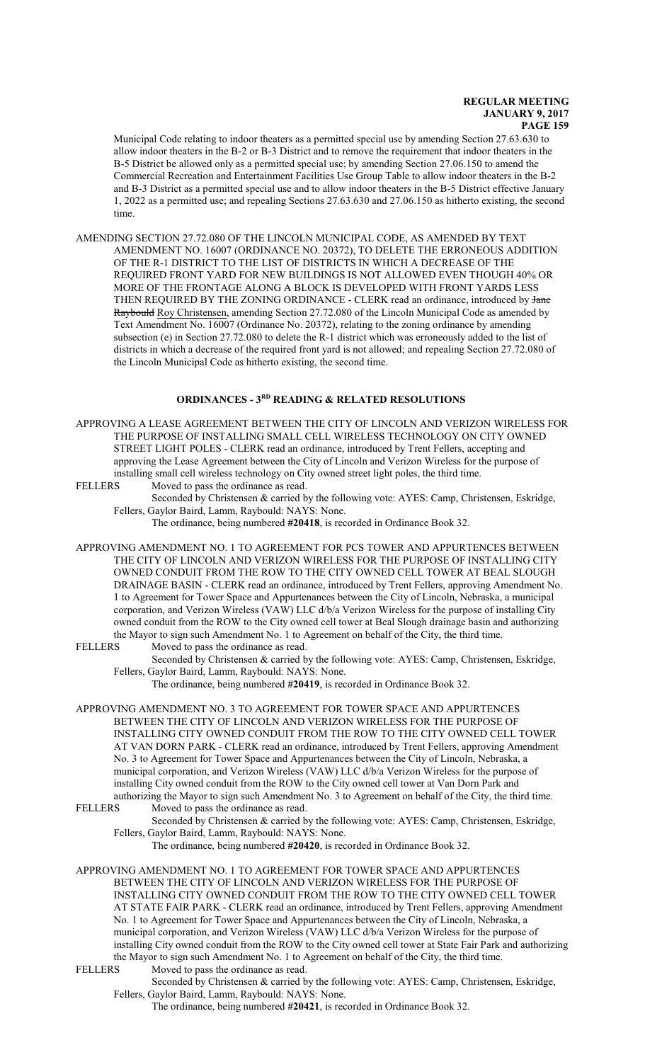Municipal Code relating to indoor theaters as a permitted special use by amending Section 27.63.630 to allow indoor theaters in the B-2 or B-3 District and to remove the requirement that indoor theaters in the B-5 District be allowed only as a permitted special use; by amending Section 27.06.150 to amend the Commercial Recreation and Entertainment Facilities Use Group Table to allow indoor theaters in the B-2 and B-3 District as a permitted special use and to allow indoor theaters in the B-5 District effective January 1, 2022 as a permitted use; and repealing Sections 27.63.630 and 27.06.150 as hitherto existing, the second time.

AMENDING SECTION 27.72.080 OF THE LINCOLN MUNICIPAL CODE, AS AMENDED BY TEXT AMENDMENT NO. 16007 (ORDINANCE NO. 20372), TO DELETE THE ERRONEOUS ADDITION OF THE R-1 DISTRICT TO THE LIST OF DISTRICTS IN WHICH A DECREASE OF THE REQUIRED FRONT YARD FOR NEW BUILDINGS IS NOT ALLOWED EVEN THOUGH 40% OR MORE OF THE FRONTAGE ALONG A BLOCK IS DEVELOPED WITH FRONT YARDS LESS THEN REQUIRED BY THE ZONING ORDINANCE - CLERK read an ordinance, introduced by ~~Jane Raybould~~ Roy Christensen, amending Section 27.72.080 of the Lincoln Municipal Code as amended by Text Amendment No. 16007 (Ordinance No. 20372), relating to the zoning ordinance by amending subsection (e) in Section 27.72.080 to delete the R-1 district which was erroneously added to the list of districts in which a decrease of the required front yard is not allowed; and repealing Section 27.72.080 of the Lincoln Municipal Code as hitherto existing, the second time.

## ORDINANCES - 3RD READING & RELATED RESOLUTIONS

APPROVING A LEASE AGREEMENT BETWEEN THE CITY OF LINCOLN AND VERIZON WIRELESS FOR THE PURPOSE OF INSTALLING SMALL CELL WIRELESS TECHNOLOGY ON CITY OWNED STREET LIGHT POLES - CLERK read an ordinance, introduced by Trent Fellers, accepting and approving the Lease Agreement between the City of Lincoln and Verizon Wireless for the purpose of installing small cell wireless technology on City owned street light poles, the third time.

FELLERS Moved to pass the ordinance as read.

Seconded by Christensen & carried by the following vote: AYES: Camp, Christensen, Eskridge, Fellers, Gaylor Baird, Lamm, Raybould: NAYS: None.

The ordinance, being numbered **#20418**, is recorded in Ordinance Book 32.

APPROVING AMENDMENT NO. 1 TO AGREEMENT FOR PCS TOWER AND APPURTENCES BETWEEN THE CITY OF LINCOLN AND VERIZON WIRELESS FOR THE PURPOSE OF INSTALLING CITY OWNED CONDUIT FROM THE ROW TO THE CITY OWNED CELL TOWER AT BEAL SLOUGH DRAINAGE BASIN - CLERK read an ordinance, introduced by Trent Fellers, approving Amendment No. 1 to Agreement for Tower Space and Appurtenances between the City of Lincoln, Nebraska, a municipal corporation, and Verizon Wireless (VAW) LLC d/b/a Verizon Wireless for the purpose of installing City owned conduit from the ROW to the City owned cell tower at Beal Slough drainage basin and authorizing the Mayor to sign such Amendment No. 1 to Agreement on behalf of the City, the third time.

FELLERS Moved to pass the ordinance as read.

Seconded by Christensen & carried by the following vote: AYES: Camp, Christensen, Eskridge, Fellers, Gaylor Baird, Lamm, Raybould: NAYS: None.

The ordinance, being numbered **#20419**, is recorded in Ordinance Book 32.

APPROVING AMENDMENT NO. 3 TO AGREEMENT FOR TOWER SPACE AND APPURTENCES BETWEEN THE CITY OF LINCOLN AND VERIZON WIRELESS FOR THE PURPOSE OF INSTALLING CITY OWNED CONDUIT FROM THE ROW TO THE CITY OWNED CELL TOWER AT VAN DORN PARK - CLERK read an ordinance, introduced by Trent Fellers, approving Amendment No. 3 to Agreement for Tower Space and Appurtenances between the City of Lincoln, Nebraska, a municipal corporation, and Verizon Wireless (VAW) LLC d/b/a Verizon Wireless for the purpose of installing City owned conduit from the ROW to the City owned cell tower at Van Dorn Park and authorizing the Mayor to sign such Amendment No. 3 to Agreement on behalf of the City, the third time.

FELLERS Moved to pass the ordinance as read.

Seconded by Christensen & carried by the following vote: AYES: Camp, Christensen, Eskridge, Fellers, Gaylor Baird, Lamm, Raybould: NAYS: None.

The ordinance, being numbered **#20420**, is recorded in Ordinance Book 32.

APPROVING AMENDMENT NO. 1 TO AGREEMENT FOR TOWER SPACE AND APPURTENCES BETWEEN THE CITY OF LINCOLN AND VERIZON WIRELESS FOR THE PURPOSE OF INSTALLING CITY OWNED CONDUIT FROM THE ROW TO THE CITY OWNED CELL TOWER AT STATE FAIR PARK - CLERK read an ordinance, introduced by Trent Fellers, approving Amendment No. 1 to Agreement for Tower Space and Appurtenances between the City of Lincoln, Nebraska, a municipal corporation, and Verizon Wireless (VAW) LLC d/b/a Verizon Wireless for the purpose of installing City owned conduit from the ROW to the City owned cell tower at State Fair Park and authorizing the Mayor to sign such Amendment No. 1 to Agreement on behalf of the City, the third time.

FELLERS Moved to pass the ordinance as read.

Seconded by Christensen & carried by the following vote: AYES: Camp, Christensen, Eskridge, Fellers, Gaylor Baird, Lamm, Raybould: NAYS: None.

The ordinance, being numbered **#20421**, is recorded in Ordinance Book 32.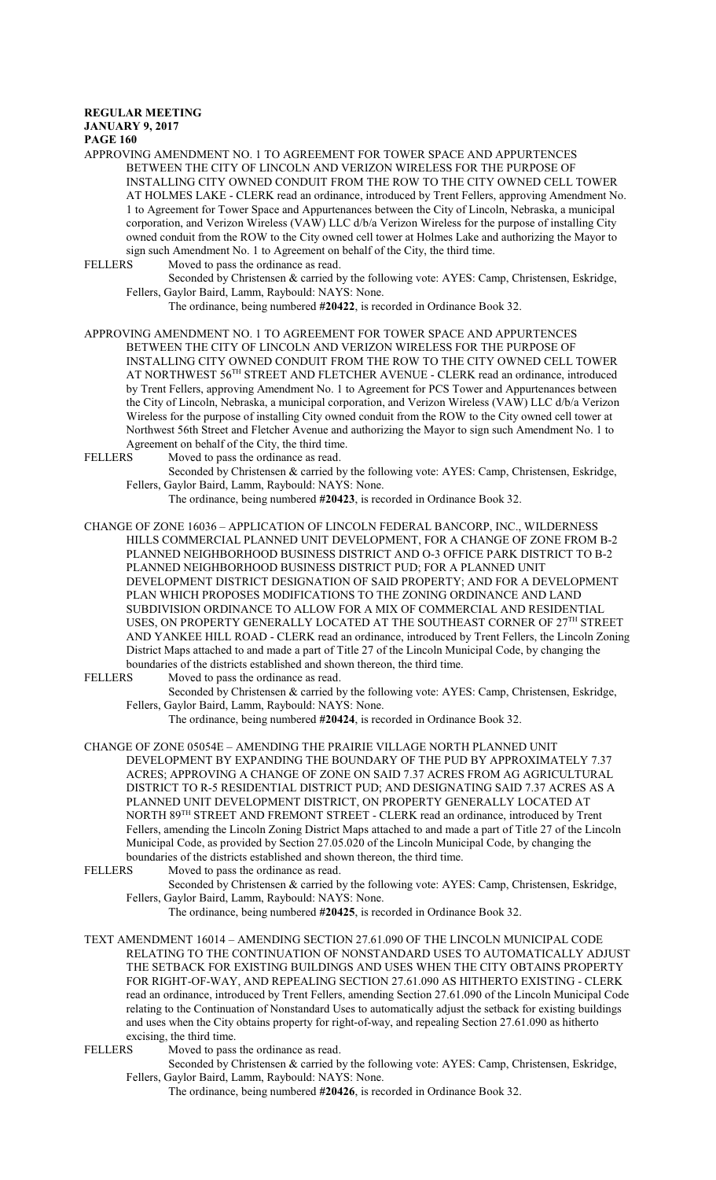APPROVING AMENDMENT NO. 1 TO AGREEMENT FOR TOWER SPACE AND APPURTENCES BETWEEN THE CITY OF LINCOLN AND VERIZON WIRELESS FOR THE PURPOSE OF INSTALLING CITY OWNED CONDUIT FROM THE ROW TO THE CITY OWNED CELL TOWER AT HOLMES LAKE - CLERK read an ordinance, introduced by Trent Fellers, approving Amendment No. 1 to Agreement for Tower Space and Appurtenances between the City of Lincoln, Nebraska, a municipal corporation, and Verizon Wireless (VAW) LLC d/b/a Verizon Wireless for the purpose of installing City owned conduit from the ROW to the City owned cell tower at Holmes Lake and authorizing the Mayor to sign such Amendment No. 1 to Agreement on behalf of the City, the third time.

FELLERS Moved to pass the ordinance as read.

Seconded by Christensen & carried by the following vote: AYES: Camp, Christensen, Eskridge, Fellers, Gaylor Baird, Lamm, Raybould: NAYS: None.

The ordinance, being numbered **#20422**, is recorded in Ordinance Book 32.

APPROVING AMENDMENT NO. 1 TO AGREEMENT FOR TOWER SPACE AND APPURTENCES BETWEEN THE CITY OF LINCOLN AND VERIZON WIRELESS FOR THE PURPOSE OF INSTALLING CITY OWNED CONDUIT FROM THE ROW TO THE CITY OWNED CELL TOWER AT NORTHWEST 56TH STREET AND FLETCHER AVENUE - CLERK read an ordinance, introduced by Trent Fellers, approving Amendment No. 1 to Agreement for PCS Tower and Appurtenances between the City of Lincoln, Nebraska, a municipal corporation, and Verizon Wireless (VAW) LLC d/b/a Verizon Wireless for the purpose of installing City owned conduit from the ROW to the City owned cell tower at Northwest 56th Street and Fletcher Avenue and authorizing the Mayor to sign such Amendment No. 1 to Agreement on behalf of the City, the third time.

FELLERS Moved to pass the ordinance as read.

Seconded by Christensen & carried by the following vote: AYES: Camp, Christensen, Eskridge, Fellers, Gaylor Baird, Lamm, Raybould: NAYS: None.

The ordinance, being numbered **#20423**, is recorded in Ordinance Book 32.

CHANGE OF ZONE 16036 – APPLICATION OF LINCOLN FEDERAL BANCORP, INC., WILDERNESS HILLS COMMERCIAL PLANNED UNIT DEVELOPMENT, FOR A CHANGE OF ZONE FROM B-2 PLANNED NEIGHBORHOOD BUSINESS DISTRICT AND O-3 OFFICE PARK DISTRICT TO B-2 PLANNED NEIGHBORHOOD BUSINESS DISTRICT PUD; FOR A PLANNED UNIT DEVELOPMENT DISTRICT DESIGNATION OF SAID PROPERTY; AND FOR A DEVELOPMENT PLAN WHICH PROPOSES MODIFICATIONS TO THE ZONING ORDINANCE AND LAND SUBDIVISION ORDINANCE TO ALLOW FOR A MIX OF COMMERCIAL AND RESIDENTIAL USES, ON PROPERTY GENERALLY LOCATED AT THE SOUTHEAST CORNER OF 27TH STREET AND YANKEE HILL ROAD - CLERK read an ordinance, introduced by Trent Fellers, the Lincoln Zoning District Maps attached to and made a part of Title 27 of the Lincoln Municipal Code, by changing the boundaries of the districts established and shown thereon, the third time.

FELLERS Moved to pass the ordinance as read.

Seconded by Christensen & carried by the following vote: AYES: Camp, Christensen, Eskridge, Fellers, Gaylor Baird, Lamm, Raybould: NAYS: None.

The ordinance, being numbered **#20424**, is recorded in Ordinance Book 32.

CHANGE OF ZONE 05054E – AMENDING THE PRAIRIE VILLAGE NORTH PLANNED UNIT DEVELOPMENT BY EXPANDING THE BOUNDARY OF THE PUD BY APPROXIMATELY 7.37 ACRES; APPROVING A CHANGE OF ZONE ON SAID 7.37 ACRES FROM AG AGRICULTURAL DISTRICT TO R-5 RESIDENTIAL DISTRICT PUD; AND DESIGNATING SAID 7.37 ACRES AS A PLANNED UNIT DEVELOPMENT DISTRICT, ON PROPERTY GENERALLY LOCATED AT NORTH 89TH STREET AND FREMONT STREET - CLERK read an ordinance, introduced by Trent Fellers, amending the Lincoln Zoning District Maps attached to and made a part of Title 27 of the Lincoln Municipal Code, as provided by Section 27.05.020 of the Lincoln Municipal Code, by changing the boundaries of the districts established and shown thereon, the third time.

FELLERS Moved to pass the ordinance as read.

Seconded by Christensen & carried by the following vote: AYES: Camp, Christensen, Eskridge, Fellers, Gaylor Baird, Lamm, Raybould: NAYS: None.

The ordinance, being numbered **#20425**, is recorded in Ordinance Book 32.

TEXT AMENDMENT 16014 – AMENDING SECTION 27.61.090 OF THE LINCOLN MUNICIPAL CODE RELATING TO THE CONTINUATION OF NONSTANDARD USES TO AUTOMATICALLY ADJUST THE SETBACK FOR EXISTING BUILDINGS AND USES WHEN THE CITY OBTAINS PROPERTY FOR RIGHT-OF-WAY, AND REPEALING SECTION 27.61.090 AS HITHERTO EXISTING - CLERK read an ordinance, introduced by Trent Fellers, amending Section 27.61.090 of the Lincoln Municipal Code relating to the Continuation of Nonstandard Uses to automatically adjust the setback for existing buildings and uses when the City obtains property for right-of-way, and repealing Section 27.61.090 as hitherto excising, the third time.

FELLERS Moved to pass the ordinance as read.

Seconded by Christensen & carried by the following vote: AYES: Camp, Christensen, Eskridge, Fellers, Gaylor Baird, Lamm, Raybould: NAYS: None.

The ordinance, being numbered **#20426**, is recorded in Ordinance Book 32.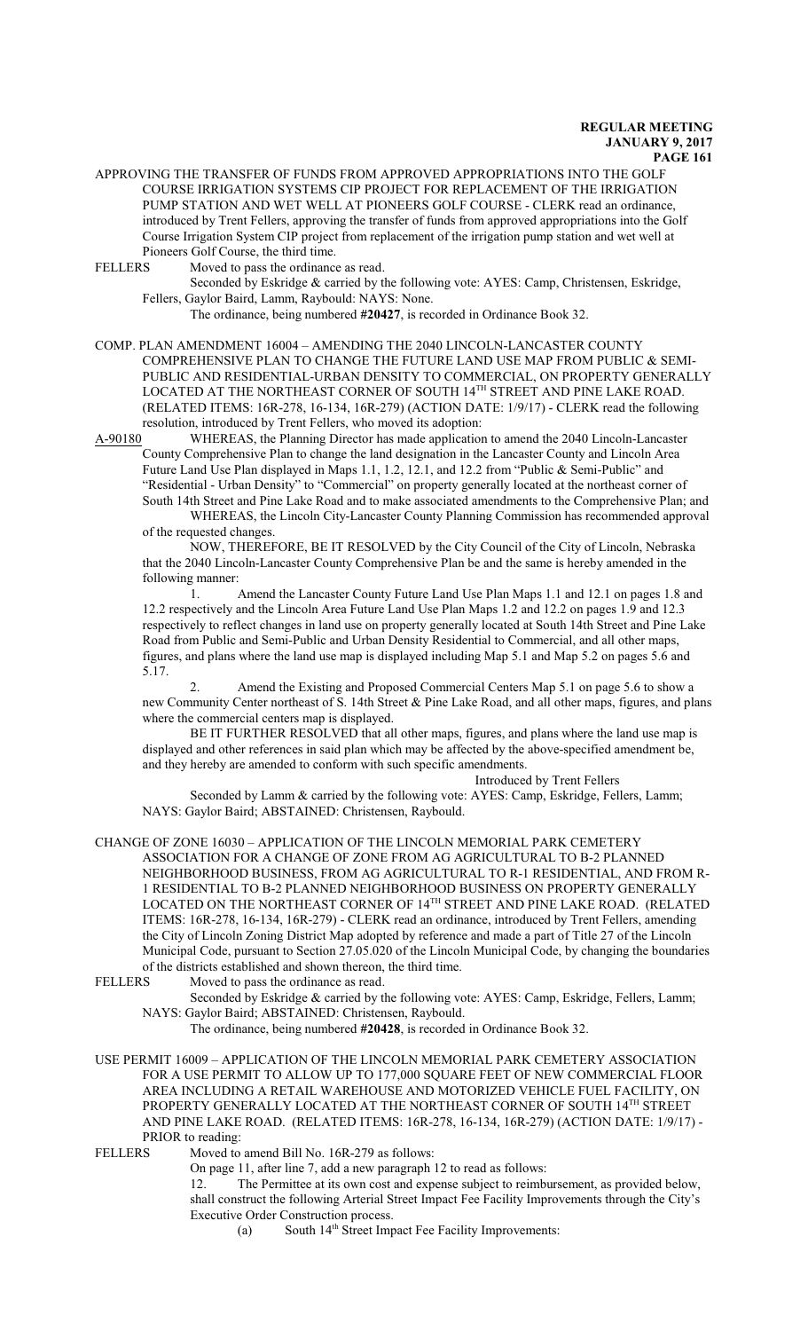APPROVING THE TRANSFER OF FUNDS FROM APPROVED APPROPRIATIONS INTO THE GOLF COURSE IRRIGATION SYSTEMS CIP PROJECT FOR REPLACEMENT OF THE IRRIGATION PUMP STATION AND WET WELL AT PIONEERS GOLF COURSE - CLERK read an ordinance, introduced by Trent Fellers, approving the transfer of funds from approved appropriations into the Golf Course Irrigation System CIP project from replacement of the irrigation pump station and wet well at Pioneers Golf Course, the third time.

FELLERS Moved to pass the ordinance as read.

Seconded by Eskridge & carried by the following vote: AYES: Camp, Christensen, Eskridge, Fellers, Gaylor Baird, Lamm, Raybould: NAYS: None.

The ordinance, being numbered **#20427**, is recorded in Ordinance Book 32.

COMP. PLAN AMENDMENT 16004 – AMENDING THE 2040 LINCOLN-LANCASTER COUNTY COMPREHENSIVE PLAN TO CHANGE THE FUTURE LAND USE MAP FROM PUBLIC & SEMI-PUBLIC AND RESIDENTIAL-URBAN DENSITY TO COMMERCIAL, ON PROPERTY GENERALLY LOCATED AT THE NORTHEAST CORNER OF SOUTH 14TH STREET AND PINE LAKE ROAD. (RELATED ITEMS: 16R-278, 16-134, 16R-279) (ACTION DATE: 1/9/17) - CLERK read the following resolution, introduced by Trent Fellers, who moved its adoption:

A-90180 WHEREAS, the Planning Director has made application to amend the 2040 Lincoln-Lancaster County Comprehensive Plan to change the land designation in the Lancaster County and Lincoln Area Future Land Use Plan displayed in Maps 1.1, 1.2, 12.1, and 12.2 from "Public & Semi-Public" and "Residential - Urban Density" to "Commercial" on property generally located at the northeast corner of South 14th Street and Pine Lake Road and to make associated amendments to the Comprehensive Plan; and

WHEREAS, the Lincoln City-Lancaster County Planning Commission has recommended approval of the requested changes.

NOW, THEREFORE, BE IT RESOLVED by the City Council of the City of Lincoln, Nebraska that the 2040 Lincoln-Lancaster County Comprehensive Plan be and the same is hereby amended in the following manner:

1. Amend the Lancaster County Future Land Use Plan Maps 1.1 and 12.1 on pages 1.8 and 12.2 respectively and the Lincoln Area Future Land Use Plan Maps 1.2 and 12.2 on pages 1.9 and 12.3 respectively to reflect changes in land use on property generally located at South 14th Street and Pine Lake Road from Public and Semi-Public and Urban Density Residential to Commercial, and all other maps, figures, and plans where the land use map is displayed including Map 5.1 and Map 5.2 on pages 5.6 and 5.17.

2. Amend the Existing and Proposed Commercial Centers Map 5.1 on page 5.6 to show a new Community Center northeast of S. 14th Street & Pine Lake Road, and all other maps, figures, and plans where the commercial centers map is displayed.

BE IT FURTHER RESOLVED that all other maps, figures, and plans where the land use map is displayed and other references in said plan which may be affected by the above-specified amendment be, and they hereby are amended to conform with such specific amendments.

Introduced by Trent Fellers

Seconded by Lamm & carried by the following vote: AYES: Camp, Eskridge, Fellers, Lamm; NAYS: Gaylor Baird; ABSTAINED: Christensen, Raybould.

CHANGE OF ZONE 16030 – APPLICATION OF THE LINCOLN MEMORIAL PARK CEMETERY ASSOCIATION FOR A CHANGE OF ZONE FROM AG AGRICULTURAL TO B-2 PLANNED NEIGHBORHOOD BUSINESS, FROM AG AGRICULTURAL TO R-1 RESIDENTIAL, AND FROM R-1 RESIDENTIAL TO B-2 PLANNED NEIGHBORHOOD BUSINESS ON PROPERTY GENERALLY LOCATED ON THE NORTHEAST CORNER OF 14TH STREET AND PINE LAKE ROAD. (RELATED ITEMS: 16R-278, 16-134, 16R-279) - CLERK read an ordinance, introduced by Trent Fellers, amending the City of Lincoln Zoning District Map adopted by reference and made a part of Title 27 of the Lincoln Municipal Code, pursuant to Section 27.05.020 of the Lincoln Municipal Code, by changing the boundaries of the districts established and shown thereon, the third time.

FELLERS Moved to pass the ordinance as read.

Seconded by Eskridge & carried by the following vote: AYES: Camp, Eskridge, Fellers, Lamm; NAYS: Gaylor Baird; ABSTAINED: Christensen, Raybould.

The ordinance, being numbered **#20428**, is recorded in Ordinance Book 32.

USE PERMIT 16009 – APPLICATION OF THE LINCOLN MEMORIAL PARK CEMETERY ASSOCIATION FOR A USE PERMIT TO ALLOW UP TO 177,000 SQUARE FEET OF NEW COMMERCIAL FLOOR AREA INCLUDING A RETAIL WAREHOUSE AND MOTORIZED VEHICLE FUEL FACILITY, ON PROPERTY GENERALLY LOCATED AT THE NORTHEAST CORNER OF SOUTH 14TH STREET AND PINE LAKE ROAD. (RELATED ITEMS: 16R-278, 16-134, 16R-279) (ACTION DATE: 1/9/17) - PRIOR to reading:

FELLERS Moved to amend Bill No. 16R-279 as follows:

On page 11, after line 7, add a new paragraph 12 to read as follows:

12. The Permittee at its own cost and expense subject to reimbursement, as provided below, shall construct the following Arterial Street Impact Fee Facility Improvements through the City's Executive Order Construction process.

(a) South 14th Street Impact Fee Facility Improvements: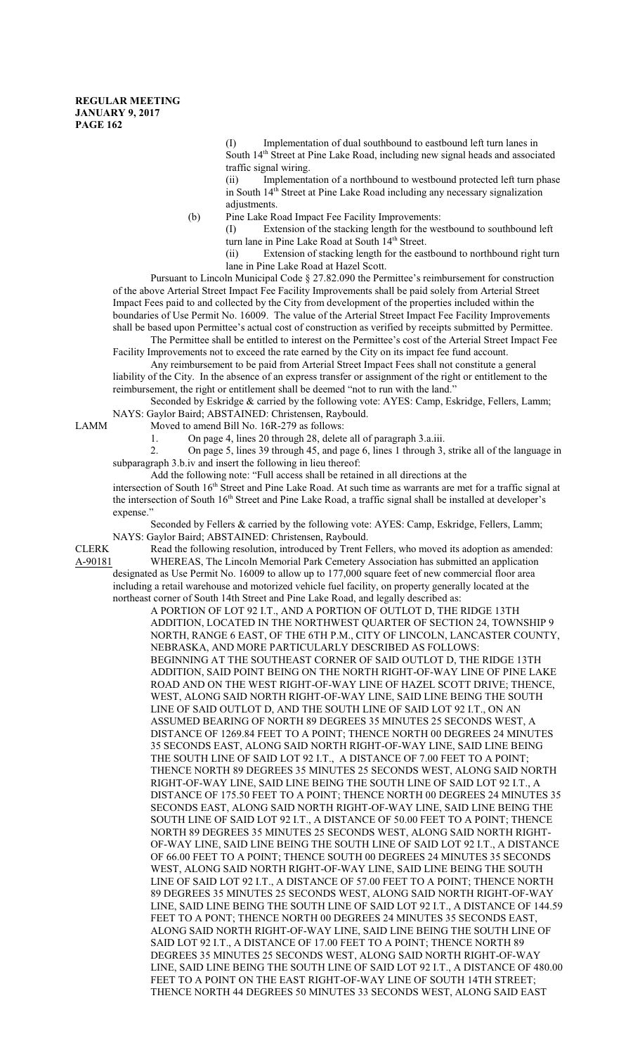(I) Implementation of dual southbound to eastbound left turn lanes in South 14th Street at Pine Lake Road, including new signal heads and associated traffic signal wiring.

(ii) Implementation of a northbound to westbound protected left turn phase in South 14th Street at Pine Lake Road including any necessary signalization adjustments.

(b) Pine Lake Road Impact Fee Facility Improvements:

(I) Extension of the stacking length for the westbound to southbound left turn lane in Pine Lake Road at South 14th Street.

(ii) Extension of stacking length for the eastbound to northbound right turn lane in Pine Lake Road at Hazel Scott.

Pursuant to Lincoln Municipal Code § 27.82.090 the Permittee's reimbursement for construction of the above Arterial Street Impact Fee Facility Improvements shall be paid solely from Arterial Street Impact Fees paid to and collected by the City from development of the properties included within the boundaries of Use Permit No. 16009. The value of the Arterial Street Impact Fee Facility Improvements shall be based upon Permittee's actual cost of construction as verified by receipts submitted by Permittee.

The Permittee shall be entitled to interest on the Permittee's cost of the Arterial Street Impact Fee Facility Improvements not to exceed the rate earned by the City on its impact fee fund account.

Any reimbursement to be paid from Arterial Street Impact Fees shall not constitute a general liability of the City. In the absence of an express transfer or assignment of the right or entitlement to the reimbursement, the right or entitlement shall be deemed "not to run with the land."

Seconded by Eskridge & carried by the following vote: AYES: Camp, Eskridge, Fellers, Lamm; NAYS: Gaylor Baird; ABSTAINED: Christensen, Raybould.

LAMM Moved to amend Bill No. 16R-279 as follows:

1. On page 4, lines 20 through 28, delete all of paragraph 3.a.iii.

2. On page 5, lines 39 through 45, and page 6, lines 1 through 3, strike all of the language in subparagraph 3.b.iv and insert the following in lieu thereof:

Add the following note: "Full access shall be retained in all directions at the intersection of South 16th Street and Pine Lake Road. At such time as warrants are met for a traffic signal at the intersection of South 16th Street and Pine Lake Road, a traffic signal shall be installed at developer's expense."

Seconded by Fellers & carried by the following vote: AYES: Camp, Eskridge, Fellers, Lamm; NAYS: Gaylor Baird; ABSTAINED: Christensen, Raybould.

CLERK Read the following resolution, introduced by Trent Fellers, who moved its adoption as amended:

A-90181 WHEREAS, The Lincoln Memorial Park Cemetery Association has submitted an application designated as Use Permit No. 16009 to allow up to 177,000 square feet of new commercial floor area including a retail warehouse and motorized vehicle fuel facility, on property generally located at the northeast corner of South 14th Street and Pine Lake Road, and legally described as:

A PORTION OF LOT 92 I.T., AND A PORTION OF OUTLOT D, THE RIDGE 13TH ADDITION, LOCATED IN THE NORTHWEST QUARTER OF SECTION 24, TOWNSHIP 9 NORTH, RANGE 6 EAST, OF THE 6TH P.M., CITY OF LINCOLN, LANCASTER COUNTY, NEBRASKA, AND MORE PARTICULARLY DESCRIBED AS FOLLOWS:

BEGINNING AT THE SOUTHEAST CORNER OF SAID OUTLOT D, THE RIDGE 13TH ADDITION, SAID POINT BEING ON THE NORTH RIGHT-OF-WAY LINE OF PINE LAKE ROAD AND ON THE WEST RIGHT-OF-WAY LINE OF HAZEL SCOTT DRIVE; THENCE, WEST, ALONG SAID NORTH RIGHT-OF-WAY LINE, SAID LINE BEING THE SOUTH LINE OF SAID OUTLOT D, AND THE SOUTH LINE OF SAID LOT 92 I.T., ON AN ASSUMED BEARING OF NORTH 89 DEGREES 35 MINUTES 25 SECONDS WEST, A DISTANCE OF 1269.84 FEET TO A POINT; THENCE NORTH 00 DEGREES 24 MINUTES 35 SECONDS EAST, ALONG SAID NORTH RIGHT-OF-WAY LINE, SAID LINE BEING THE SOUTH LINE OF SAID LOT 92 I.T., A DISTANCE OF 7.00 FEET TO A POINT; THENCE NORTH 89 DEGREES 35 MINUTES 25 SECONDS WEST, ALONG SAID NORTH RIGHT-OF-WAY LINE, SAID LINE BEING THE SOUTH LINE OF SAID LOT 92 I.T., A DISTANCE OF 175.50 FEET TO A POINT; THENCE NORTH 00 DEGREES 24 MINUTES 35 SECONDS EAST, ALONG SAID NORTH RIGHT-OF-WAY LINE, SAID LINE BEING THE SOUTH LINE OF SAID LOT 92 I.T., A DISTANCE OF 50.00 FEET TO A POINT; THENCE NORTH 89 DEGREES 35 MINUTES 25 SECONDS WEST, ALONG SAID NORTH RIGHT-OF-WAY LINE, SAID LINE BEING THE SOUTH LINE OF SAID LOT 92 I.T., A DISTANCE OF 66.00 FEET TO A POINT; THENCE SOUTH 00 DEGREES 24 MINUTES 35 SECONDS WEST, ALONG SAID NORTH RIGHT-OF-WAY LINE, SAID LINE BEING THE SOUTH LINE OF SAID LOT 92 I.T., A DISTANCE OF 57.00 FEET TO A POINT; THENCE NORTH 89 DEGREES 35 MINUTES 25 SECONDS WEST, ALONG SAID NORTH RIGHT-OF-WAY LINE, SAID LINE BEING THE SOUTH LINE OF SAID LOT 92 I.T., A DISTANCE OF 144.59 FEET TO A PONT; THENCE NORTH 00 DEGREES 24 MINUTES 35 SECONDS EAST, ALONG SAID NORTH RIGHT-OF-WAY LINE, SAID LINE BEING THE SOUTH LINE OF SAID LOT 92 I.T., A DISTANCE OF 17.00 FEET TO A POINT; THENCE NORTH 89 DEGREES 35 MINUTES 25 SECONDS WEST, ALONG SAID NORTH RIGHT-OF-WAY LINE, SAID LINE BEING THE SOUTH LINE OF SAID LOT 92 I.T., A DISTANCE OF 480.00 FEET TO A POINT ON THE EAST RIGHT-OF-WAY LINE OF SOUTH 14TH STREET; THENCE NORTH 44 DEGREES 50 MINUTES 33 SECONDS WEST, ALONG SAID EAST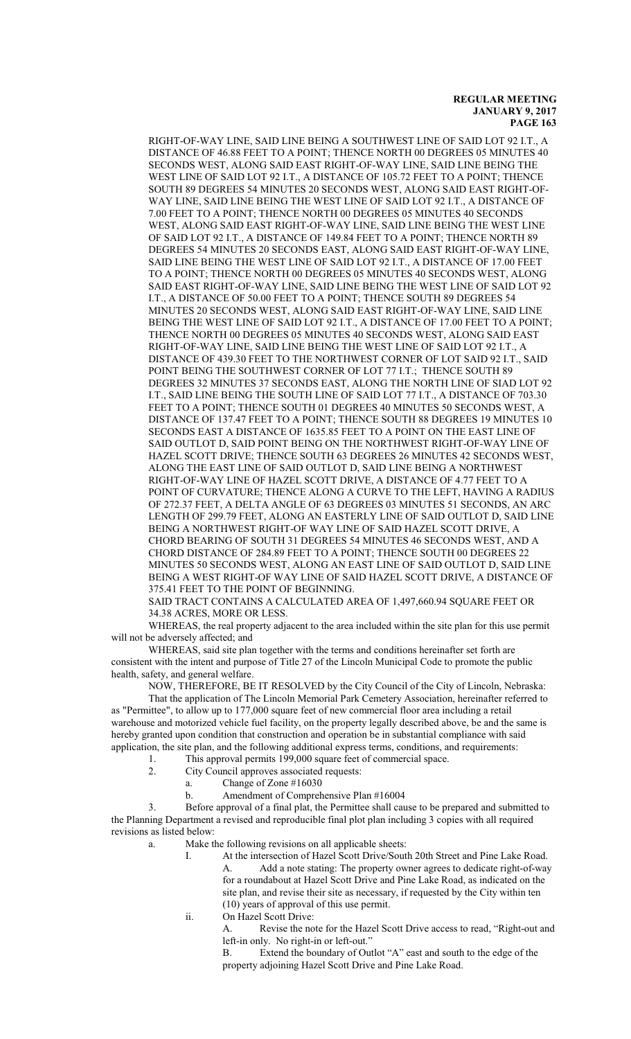RIGHT-OF-WAY LINE, SAID LINE BEING A SOUTHWEST LINE OF SAID LOT 92 I.T., A DISTANCE OF 46.88 FEET TO A POINT; THENCE NORTH 00 DEGREES 05 MINUTES 40 SECONDS WEST, ALONG SAID EAST RIGHT-OF-WAY LINE, SAID LINE BEING THE WEST LINE OF SAID LOT 92 I.T., A DISTANCE OF 105.72 FEET TO A POINT; THENCE SOUTH 89 DEGREES 54 MINUTES 20 SECONDS WEST, ALONG SAID EAST RIGHT-OF-WAY LINE, SAID LINE BEING THE WEST LINE OF SAID LOT 92 I.T., A DISTANCE OF 7.00 FEET TO A POINT; THENCE NORTH 00 DEGREES 05 MINUTES 40 SECONDS WEST, ALONG SAID EAST RIGHT-OF-WAY LINE, SAID LINE BEING THE WEST LINE OF SAID LOT 92 I.T., A DISTANCE OF 149.84 FEET TO A POINT; THENCE NORTH 89 DEGREES 54 MINUTES 20 SECONDS EAST, ALONG SAID EAST RIGHT-OF-WAY LINE, SAID LINE BEING THE WEST LINE OF SAID LOT 92 I.T., A DISTANCE OF 17.00 FEET TO A POINT; THENCE NORTH 00 DEGREES 05 MINUTES 40 SECONDS WEST, ALONG SAID EAST RIGHT-OF-WAY LINE, SAID LINE BEING THE WEST LINE OF SAID LOT 92 I.T., A DISTANCE OF 50.00 FEET TO A POINT; THENCE SOUTH 89 DEGREES 54 MINUTES 20 SECONDS WEST, ALONG SAID EAST RIGHT-OF-WAY LINE, SAID LINE BEING THE WEST LINE OF SAID LOT 92 I.T., A DISTANCE OF 17.00 FEET TO A POINT; THENCE NORTH 00 DEGREES 05 MINUTES 40 SECONDS WEST, ALONG SAID EAST RIGHT-OF-WAY LINE, SAID LINE BEING THE WEST LINE OF SAID LOT 92 I.T., A DISTANCE OF 439.30 FEET TO THE NORTHWEST CORNER OF LOT SAID 92 I.T., SAID POINT BEING THE SOUTHWEST CORNER OF LOT 77 I.T.; THENCE SOUTH 89 DEGREES 32 MINUTES 37 SECONDS EAST, ALONG THE NORTH LINE OF SIAD LOT 92 I.T., SAID LINE BEING THE SOUTH LINE OF SAID LOT 77 I.T., A DISTANCE OF 703.30 FEET TO A POINT; THENCE SOUTH 01 DEGREES 40 MINUTES 50 SECONDS WEST, A DISTANCE OF 137.47 FEET TO A POINT; THENCE SOUTH 88 DEGREES 19 MINUTES 10 SECONDS EAST A DISTANCE OF 1635.85 FEET TO A POINT ON THE EAST LINE OF SAID OUTLOT D, SAID POINT BEING ON THE NORTHWEST RIGHT-OF-WAY LINE OF HAZEL SCOTT DRIVE; THENCE SOUTH 63 DEGREES 26 MINUTES 42 SECONDS WEST, ALONG THE EAST LINE OF SAID OUTLOT D, SAID LINE BEING A NORTHWEST RIGHT-OF-WAY LINE OF HAZEL SCOTT DRIVE, A DISTANCE OF 4.77 FEET TO A POINT OF CURVATURE; THENCE ALONG A CURVE TO THE LEFT, HAVING A RADIUS OF 272.37 FEET, A DELTA ANGLE OF 63 DEGREES 03 MINUTES 51 SECONDS, AN ARC LENGTH OF 299.79 FEET, ALONG AN EASTERLY LINE OF SAID OUTLOT D, SAID LINE BEING A NORTHWEST RIGHT-OF WAY LINE OF SAID HAZEL SCOTT DRIVE, A CHORD BEARING OF SOUTH 31 DEGREES 54 MINUTES 46 SECONDS WEST, AND A CHORD DISTANCE OF 284.89 FEET TO A POINT; THENCE SOUTH 00 DEGREES 22 MINUTES 50 SECONDS WEST, ALONG AN EAST LINE OF SAID OUTLOT D, SAID LINE BEING A WEST RIGHT-OF WAY LINE OF SAID HAZEL SCOTT DRIVE, A DISTANCE OF 375.41 FEET TO THE POINT OF BEGINNING.

SAID TRACT CONTAINS A CALCULATED AREA OF 1,497,660.94 SQUARE FEET OR 34.38 ACRES, MORE OR LESS.

WHEREAS, the real property adjacent to the area included within the site plan for this use permit will not be adversely affected; and

WHEREAS, said site plan together with the terms and conditions hereinafter set forth are consistent with the intent and purpose of Title 27 of the Lincoln Municipal Code to promote the public health, safety, and general welfare.

NOW, THEREFORE, BE IT RESOLVED by the City Council of the City of Lincoln, Nebraska:

That the application of The Lincoln Memorial Park Cemetery Association, hereinafter referred to as "Permittee", to allow up to 177,000 square feet of new commercial floor area including a retail warehouse and motorized vehicle fuel facility, on the property legally described above, be and the same is hereby granted upon condition that construction and operation be in substantial compliance with said application, the site plan, and the following additional express terms, conditions, and requirements:

1. This approval permits 199,000 square feet of commercial space.
2. City Council approves associated requests:
   a. Change of Zone #16030
   b. Amendment of Comprehensive Plan #16004
3. Before approval of a final plat, the Permittee shall cause to be prepared and submitted to the Planning Department a revised and reproducible final plot plan including 3 copies with all required revisions as listed below:
   a. Make the following revisions on all applicable sheets:
      I. At the intersection of Hazel Scott Drive/South 20th Street and Pine Lake Road.
         A. Add a note stating: The property owner agrees to dedicate right-of-way for a roundabout at Hazel Scott Drive and Pine Lake Road, as indicated on the site plan, and revise their site as necessary, if requested by the City within ten (10) years of approval of this use permit.
      ii. On Hazel Scott Drive:
         A. Revise the note for the Hazel Scott Drive access to read, "Right-out and left-in only. No right-in or left-out."
         B. Extend the boundary of Outlot "A" east and south to the edge of the property adjoining Hazel Scott Drive and Pine Lake Road.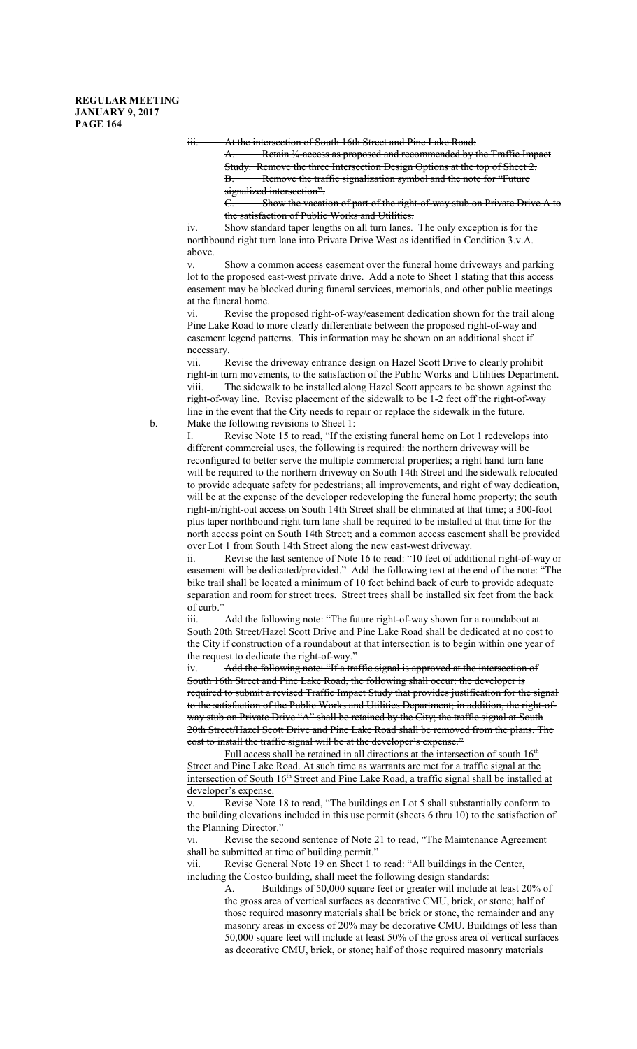~~iii. At the intersection of South 16th Street and Pine Lake Road:~~

~~A. Retain ¾-access as proposed and recommended by the Traffic Impact Study. Remove the three Intersection Design Options at the top of Sheet 2.~~

~~B. Remove the traffic signalization symbol and the note for "Future signalized intersection".~~

~~C. Show the vacation of part of the right-of-way stub on Private Drive A to the satisfaction of Public Works and Utilities.~~

iv. Show standard taper lengths on all turn lanes. The only exception is for the northbound right turn lane into Private Drive West as identified in Condition 3.v.A. above.

v. Show a common access easement over the funeral home driveways and parking lot to the proposed east-west private drive. Add a note to Sheet 1 stating that this access easement may be blocked during funeral services, memorials, and other public meetings at the funeral home.

vi. Revise the proposed right-of-way/easement dedication shown for the trail along Pine Lake Road to more clearly differentiate between the proposed right-of-way and easement legend patterns. This information may be shown on an additional sheet if necessary.

vii. Revise the driveway entrance design on Hazel Scott Drive to clearly prohibit right-in turn movements, to the satisfaction of the Public Works and Utilities Department.

viii. The sidewalk to be installed along Hazel Scott appears to be shown against the right-of-way line. Revise placement of the sidewalk to be 1-2 feet off the right-of-way line in the event that the City needs to repair or replace the sidewalk in the future.

b. Make the following revisions to Sheet 1:

I. Revise Note 15 to read, "If the existing funeral home on Lot 1 redevelops into different commercial uses, the following is required: the northern driveway will be reconfigured to better serve the multiple commercial properties; a right hand turn lane will be required to the northern driveway on South 14th Street and the sidewalk relocated to provide adequate safety for pedestrians; all improvements, and right of way dedication, will be at the expense of the developer redeveloping the funeral home property; the south right-in/right-out access on South 14th Street shall be eliminated at that time; a 300-foot plus taper northbound right turn lane shall be required to be installed at that time for the north access point on South 14th Street; and a common access easement shall be provided over Lot 1 from South 14th Street along the new east-west driveway.

ii. Revise the last sentence of Note 16 to read: "10 feet of additional right-of-way or easement will be dedicated/provided." Add the following text at the end of the note: "The bike trail shall be located a minimum of 10 feet behind back of curb to provide adequate separation and room for street trees. Street trees shall be installed six feet from the back of curb."

iii. Add the following note: "The future right-of-way shown for a roundabout at South 20th Street/Hazel Scott Drive and Pine Lake Road shall be dedicated at no cost to the City if construction of a roundabout at that intersection is to begin within one year of the request to dedicate the right-of-way."

iv. ~~Add the following note: "If a traffic signal is approved at the intersection of South 16th Street and Pine Lake Road, the following shall occur: the developer is required to submit a revised Traffic Impact Study that provides justification for the signal to the satisfaction of the Public Works and Utilities Department; in addition, the right-of-way stub on Private Drive "A" shall be retained by the City; the traffic signal at South 20th Street/Hazel Scott Drive and Pine Lake Road shall be removed from the plans. The cost to install the traffic signal will be at the developer's expense."~~

<u>Full access shall be retained in all directions at the intersection of south 16th Street and Pine Lake Road. At such time as warrants are met for a traffic signal at the intersection of South 16th Street and Pine Lake Road, a traffic signal shall be installed at developer's expense.</u>

v. Revise Note 18 to read, "The buildings on Lot 5 shall substantially conform to the building elevations included in this use permit (sheets 6 thru 10) to the satisfaction of the Planning Director."

vi. Revise the second sentence of Note 21 to read, "The Maintenance Agreement shall be submitted at time of building permit."

vii. Revise General Note 19 on Sheet 1 to read: "All buildings in the Center, including the Costco building, shall meet the following design standards:

A. Buildings of 50,000 square feet or greater will include at least 20% of the gross area of vertical surfaces as decorative CMU, brick, or stone; half of those required masonry materials shall be brick or stone, the remainder and any masonry areas in excess of 20% may be decorative CMU. Buildings of less than 50,000 square feet will include at least 50% of the gross area of vertical surfaces as decorative CMU, brick, or stone; half of those required masonry materials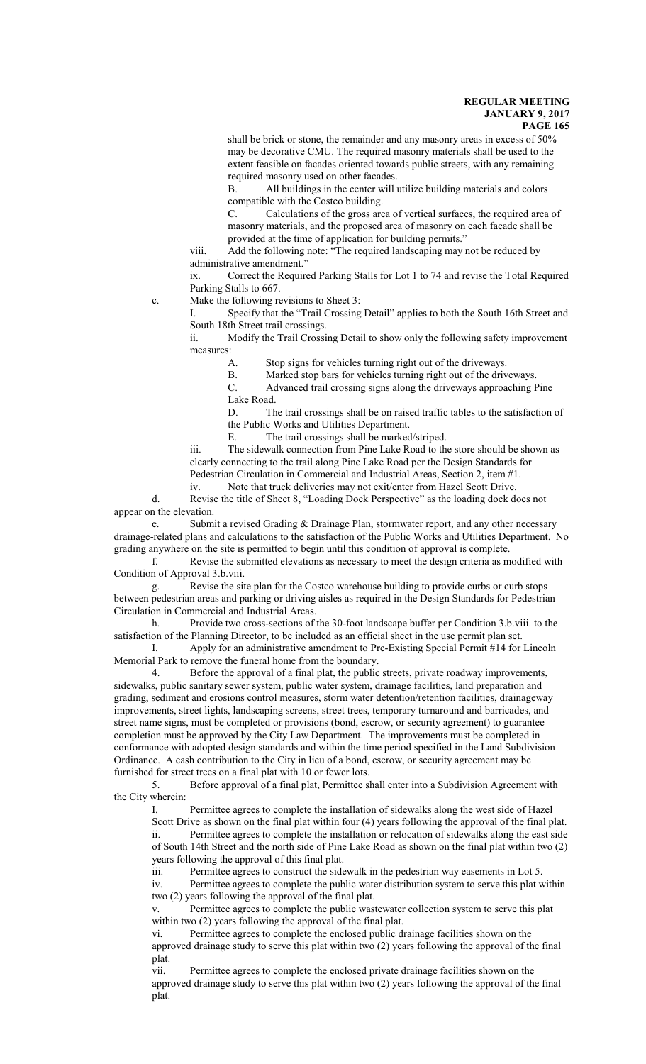shall be brick or stone, the remainder and any masonry areas in excess of 50% may be decorative CMU. The required masonry materials shall be used to the extent feasible on facades oriented towards public streets, with any remaining required masonry used on other facades.

B. All buildings in the center will utilize building materials and colors compatible with the Costco building.

C. Calculations of the gross area of vertical surfaces, the required area of masonry materials, and the proposed area of masonry on each facade shall be provided at the time of application for building permits."

viii. Add the following note: "The required landscaping may not be reduced by administrative amendment."

ix. Correct the Required Parking Stalls for Lot 1 to 74 and revise the Total Required Parking Stalls to 667.

c. Make the following revisions to Sheet 3:

I. Specify that the "Trail Crossing Detail" applies to both the South 16th Street and South 18th Street trail crossings.

ii. Modify the Trail Crossing Detail to show only the following safety improvement measures:

A. Stop signs for vehicles turning right out of the driveways.

B. Marked stop bars for vehicles turning right out of the driveways.

C. Advanced trail crossing signs along the driveways approaching Pine Lake Road.

D. The trail crossings shall be on raised traffic tables to the satisfaction of the Public Works and Utilities Department.

E. The trail crossings shall be marked/striped.

iii. The sidewalk connection from Pine Lake Road to the store should be shown as clearly connecting to the trail along Pine Lake Road per the Design Standards for Pedestrian Circulation in Commercial and Industrial Areas, Section 2, item #1.

iv. Note that truck deliveries may not exit/enter from Hazel Scott Drive.

d. Revise the title of Sheet 8, "Loading Dock Perspective" as the loading dock does not appear on the elevation.

e. Submit a revised Grading & Drainage Plan, stormwater report, and any other necessary drainage-related plans and calculations to the satisfaction of the Public Works and Utilities Department. No grading anywhere on the site is permitted to begin until this condition of approval is complete.

f. Revise the submitted elevations as necessary to meet the design criteria as modified with Condition of Approval 3.b.viii.

g. Revise the site plan for the Costco warehouse building to provide curbs or curb stops between pedestrian areas and parking or driving aisles as required in the Design Standards for Pedestrian Circulation in Commercial and Industrial Areas.

h. Provide two cross-sections of the 30-foot landscape buffer per Condition 3.b.viii. to the satisfaction of the Planning Director, to be included as an official sheet in the use permit plan set.

I. Apply for an administrative amendment to Pre-Existing Special Permit #14 for Lincoln Memorial Park to remove the funeral home from the boundary.

4. Before the approval of a final plat, the public streets, private roadway improvements, sidewalks, public sanitary sewer system, public water system, drainage facilities, land preparation and grading, sediment and erosions control measures, storm water detention/retention facilities, drainageway improvements, street lights, landscaping screens, street trees, temporary turnaround and barricades, and street name signs, must be completed or provisions (bond, escrow, or security agreement) to guarantee completion must be approved by the City Law Department. The improvements must be completed in conformance with adopted design standards and within the time period specified in the Land Subdivision Ordinance. A cash contribution to the City in lieu of a bond, escrow, or security agreement may be furnished for street trees on a final plat with 10 or fewer lots.

5. Before approval of a final plat, Permittee shall enter into a Subdivision Agreement with the City wherein:

I. Permittee agrees to complete the installation of sidewalks along the west side of Hazel Scott Drive as shown on the final plat within four (4) years following the approval of the final plat.

ii. Permittee agrees to complete the installation or relocation of sidewalks along the east side of South 14th Street and the north side of Pine Lake Road as shown on the final plat within two (2) years following the approval of this final plat.

iii. Permittee agrees to construct the sidewalk in the pedestrian way easements in Lot 5.

iv. Permittee agrees to complete the public water distribution system to serve this plat within two (2) years following the approval of the final plat.

v. Permittee agrees to complete the public wastewater collection system to serve this plat within two (2) years following the approval of the final plat.

vi. Permittee agrees to complete the enclosed public drainage facilities shown on the approved drainage study to serve this plat within two (2) years following the approval of the final plat.

vii. Permittee agrees to complete the enclosed private drainage facilities shown on the approved drainage study to serve this plat within two (2) years following the approval of the final plat.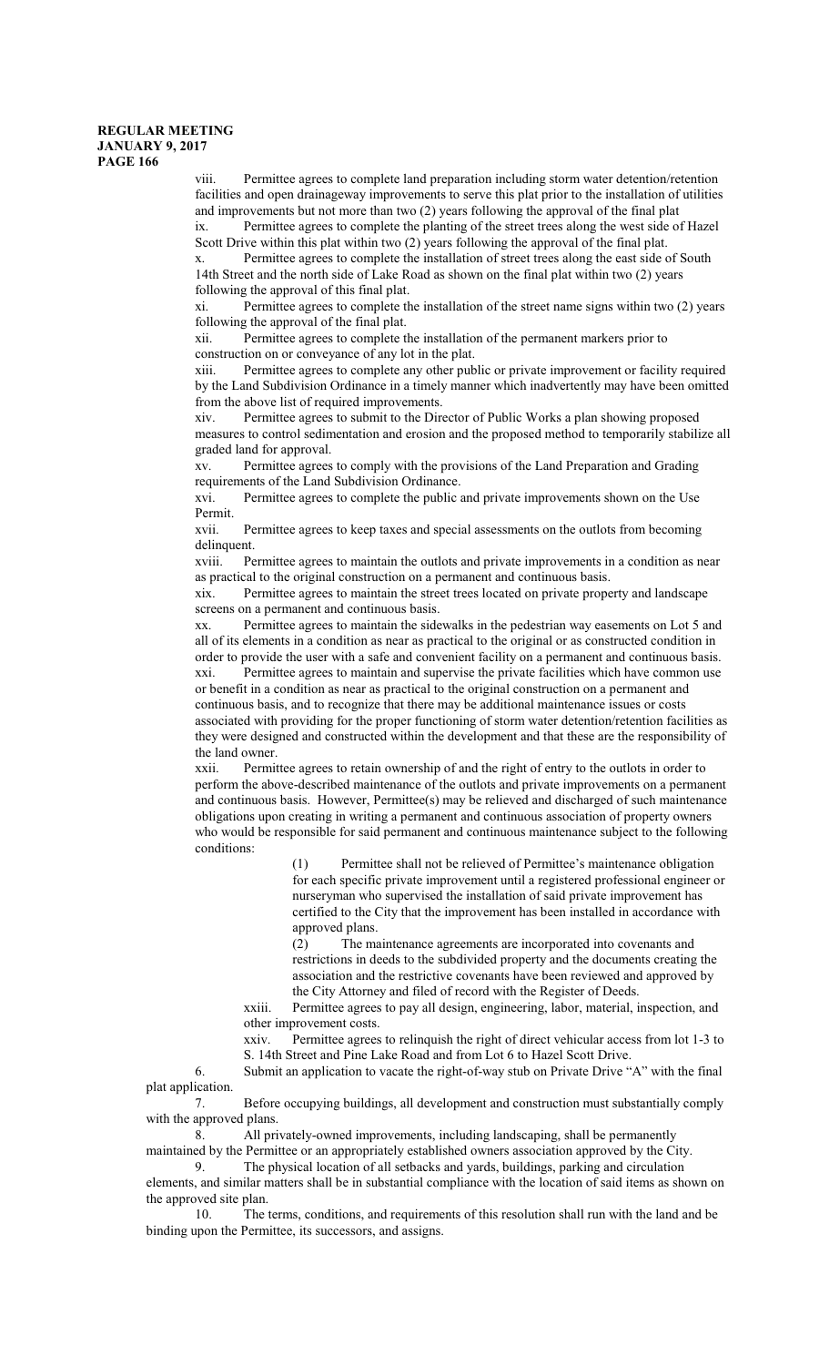viii. Permittee agrees to complete land preparation including storm water detention/retention facilities and open drainageway improvements to serve this plat prior to the installation of utilities and improvements but not more than two (2) years following the approval of the final plat

ix. Permittee agrees to complete the planting of the street trees along the west side of Hazel Scott Drive within this plat within two (2) years following the approval of the final plat.

x. Permittee agrees to complete the installation of street trees along the east side of South 14th Street and the north side of Lake Road as shown on the final plat within two (2) years following the approval of this final plat.

xi. Permittee agrees to complete the installation of the street name signs within two (2) years following the approval of the final plat.

xii. Permittee agrees to complete the installation of the permanent markers prior to construction on or conveyance of any lot in the plat.

xiii. Permittee agrees to complete any other public or private improvement or facility required by the Land Subdivision Ordinance in a timely manner which inadvertently may have been omitted from the above list of required improvements.

xiv. Permittee agrees to submit to the Director of Public Works a plan showing proposed measures to control sedimentation and erosion and the proposed method to temporarily stabilize all graded land for approval.

xv. Permittee agrees to comply with the provisions of the Land Preparation and Grading requirements of the Land Subdivision Ordinance.

xvi. Permittee agrees to complete the public and private improvements shown on the Use Permit.

xvii. Permittee agrees to keep taxes and special assessments on the outlots from becoming delinquent.

xviii. Permittee agrees to maintain the outlots and private improvements in a condition as near as practical to the original construction on a permanent and continuous basis.

xix. Permittee agrees to maintain the street trees located on private property and landscape screens on a permanent and continuous basis.

xx. Permittee agrees to maintain the sidewalks in the pedestrian way easements on Lot 5 and all of its elements in a condition as near as practical to the original or as constructed condition in order to provide the user with a safe and convenient facility on a permanent and continuous basis.

xxi. Permittee agrees to maintain and supervise the private facilities which have common use or benefit in a condition as near as practical to the original construction on a permanent and continuous basis, and to recognize that there may be additional maintenance issues or costs associated with providing for the proper functioning of storm water detention/retention facilities as they were designed and constructed within the development and that these are the responsibility of the land owner.

xxii. Permittee agrees to retain ownership of and the right of entry to the outlots in order to perform the above-described maintenance of the outlots and private improvements on a permanent and continuous basis. However, Permittee(s) may be relieved and discharged of such maintenance obligations upon creating in writing a permanent and continuous association of property owners who would be responsible for said permanent and continuous maintenance subject to the following conditions:

(1) Permittee shall not be relieved of Permittee's maintenance obligation for each specific private improvement until a registered professional engineer or nurseryman who supervised the installation of said private improvement has certified to the City that the improvement has been installed in accordance with approved plans.

(2) The maintenance agreements are incorporated into covenants and restrictions in deeds to the subdivided property and the documents creating the association and the restrictive covenants have been reviewed and approved by the City Attorney and filed of record with the Register of Deeds.

xxiii. Permittee agrees to pay all design, engineering, labor, material, inspection, and other improvement costs.

xxiv. Permittee agrees to relinquish the right of direct vehicular access from lot 1-3 to S. 14th Street and Pine Lake Road and from Lot 6 to Hazel Scott Drive.

6. Submit an application to vacate the right-of-way stub on Private Drive "A" with the final plat application.

7. Before occupying buildings, all development and construction must substantially comply with the approved plans.

8. All privately-owned improvements, including landscaping, shall be permanently maintained by the Permittee or an appropriately established owners association approved by the City.

9. The physical location of all setbacks and yards, buildings, parking and circulation elements, and similar matters shall be in substantial compliance with the location of said items as shown on the approved site plan.

10. The terms, conditions, and requirements of this resolution shall run with the land and be binding upon the Permittee, its successors, and assigns.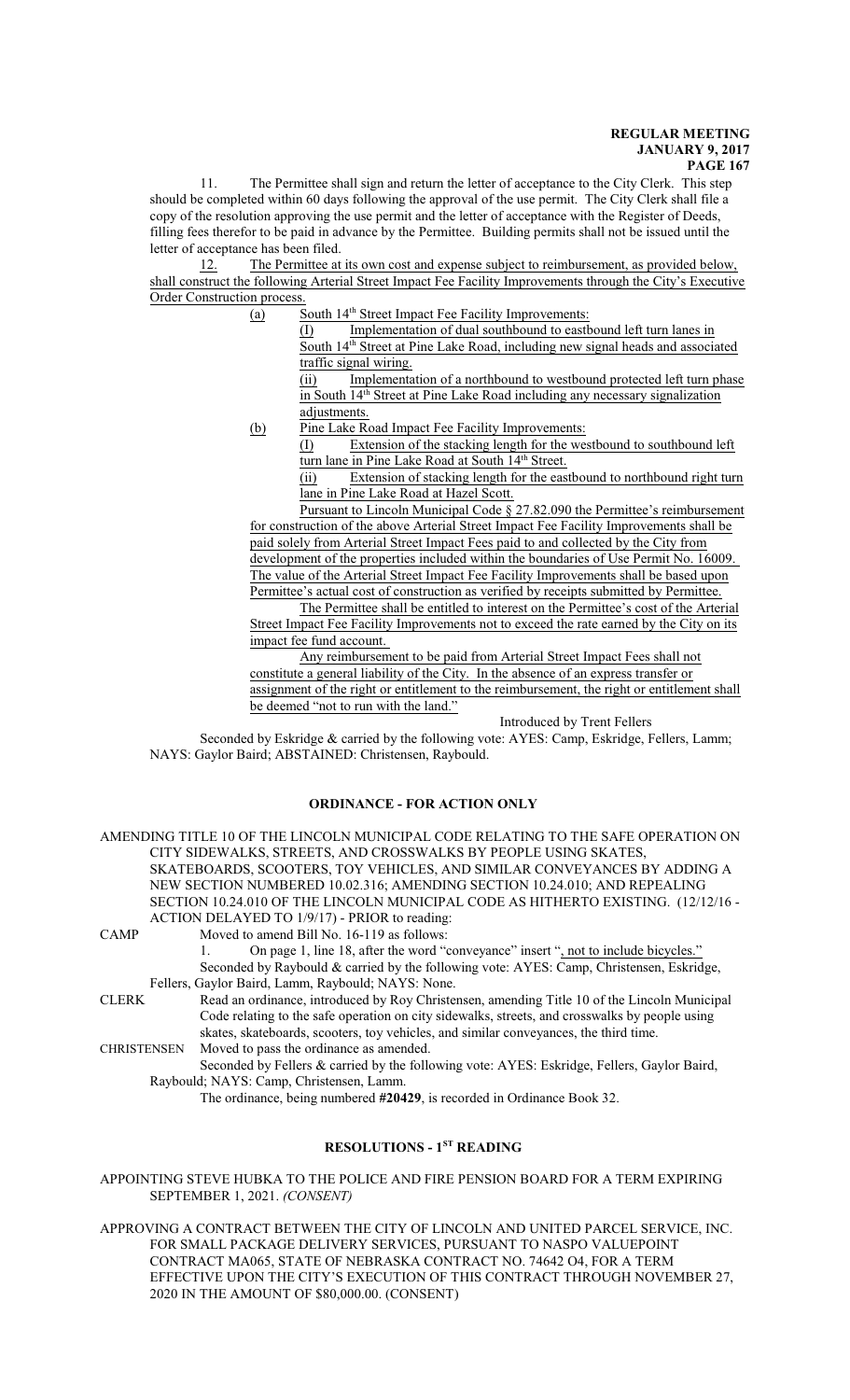11. The Permittee shall sign and return the letter of acceptance to the City Clerk. This step should be completed within 60 days following the approval of the use permit. The City Clerk shall file a copy of the resolution approving the use permit and the letter of acceptance with the Register of Deeds, filling fees therefor to be paid in advance by the Permittee. Building permits shall not be issued until the letter of acceptance has been filed.

12. The Permittee at its own cost and expense subject to reimbursement, as provided below, shall construct the following Arterial Street Impact Fee Facility Improvements through the City's Executive Order Construction process.

(a) South 14th Street Impact Fee Facility Improvements:

(I) Implementation of dual southbound to eastbound left turn lanes in South 14th Street at Pine Lake Road, including new signal heads and associated traffic signal wiring.

(ii) Implementation of a northbound to westbound protected left turn phase in South 14th Street at Pine Lake Road including any necessary signalization adjustments.

(b) Pine Lake Road Impact Fee Facility Improvements:

(I) Extension of the stacking length for the westbound to southbound left turn lane in Pine Lake Road at South 14th Street.

(ii) Extension of stacking length for the eastbound to northbound right turn lane in Pine Lake Road at Hazel Scott.

Pursuant to Lincoln Municipal Code § 27.82.090 the Permittee's reimbursement for construction of the above Arterial Street Impact Fee Facility Improvements shall be paid solely from Arterial Street Impact Fees paid to and collected by the City from development of the properties included within the boundaries of Use Permit No. 16009. The value of the Arterial Street Impact Fee Facility Improvements shall be based upon Permittee's actual cost of construction as verified by receipts submitted by Permittee.

The Permittee shall be entitled to interest on the Permittee's cost of the Arterial Street Impact Fee Facility Improvements not to exceed the rate earned by the City on its impact fee fund account.

Any reimbursement to be paid from Arterial Street Impact Fees shall not constitute a general liability of the City. In the absence of an express transfer or assignment of the right or entitlement to the reimbursement, the right or entitlement shall be deemed "not to run with the land."

Introduced by Trent Fellers

Seconded by Eskridge & carried by the following vote: AYES: Camp, Eskridge, Fellers, Lamm; NAYS: Gaylor Baird; ABSTAINED: Christensen, Raybould.

## ORDINANCE - FOR ACTION ONLY

AMENDING TITLE 10 OF THE LINCOLN MUNICIPAL CODE RELATING TO THE SAFE OPERATION ON CITY SIDEWALKS, STREETS, AND CROSSWALKS BY PEOPLE USING SKATES, SKATEBOARDS, SCOOTERS, TOY VEHICLES, AND SIMILAR CONVEYANCES BY ADDING A NEW SECTION NUMBERED 10.02.316; AMENDING SECTION 10.24.010; AND REPEALING SECTION 10.24.010 OF THE LINCOLN MUNICIPAL CODE AS HITHERTO EXISTING. (12/12/16 - ACTION DELAYED TO 1/9/17) - PRIOR to reading:

CAMP Moved to amend Bill No. 16-119 as follows:

1. On page 1, line 18, after the word "conveyance" insert ", not to include bicycles."

Seconded by Raybould & carried by the following vote: AYES: Camp, Christensen, Eskridge, Fellers, Gaylor Baird, Lamm, Raybould; NAYS: None.

CLERK Read an ordinance, introduced by Roy Christensen, amending Title 10 of the Lincoln Municipal Code relating to the safe operation on city sidewalks, streets, and crosswalks by people using skates, skateboards, scooters, toy vehicles, and similar conveyances, the third time.

CHRISTENSEN Moved to pass the ordinance as amended.

Seconded by Fellers & carried by the following vote: AYES: Eskridge, Fellers, Gaylor Baird, Raybould; NAYS: Camp, Christensen, Lamm.

The ordinance, being numbered **#20429**, is recorded in Ordinance Book 32.

## RESOLUTIONS - 1ST READING

APPOINTING STEVE HUBKA TO THE POLICE AND FIRE PENSION BOARD FOR A TERM EXPIRING SEPTEMBER 1, 2021. *(CONSENT)*

APPROVING A CONTRACT BETWEEN THE CITY OF LINCOLN AND UNITED PARCEL SERVICE, INC. FOR SMALL PACKAGE DELIVERY SERVICES, PURSUANT TO NASPO VALUEPOINT CONTRACT MA065, STATE OF NEBRASKA CONTRACT NO. 74642 O4, FOR A TERM EFFECTIVE UPON THE CITY'S EXECUTION OF THIS CONTRACT THROUGH NOVEMBER 27, 2020 IN THE AMOUNT OF $80,000.00. (CONSENT)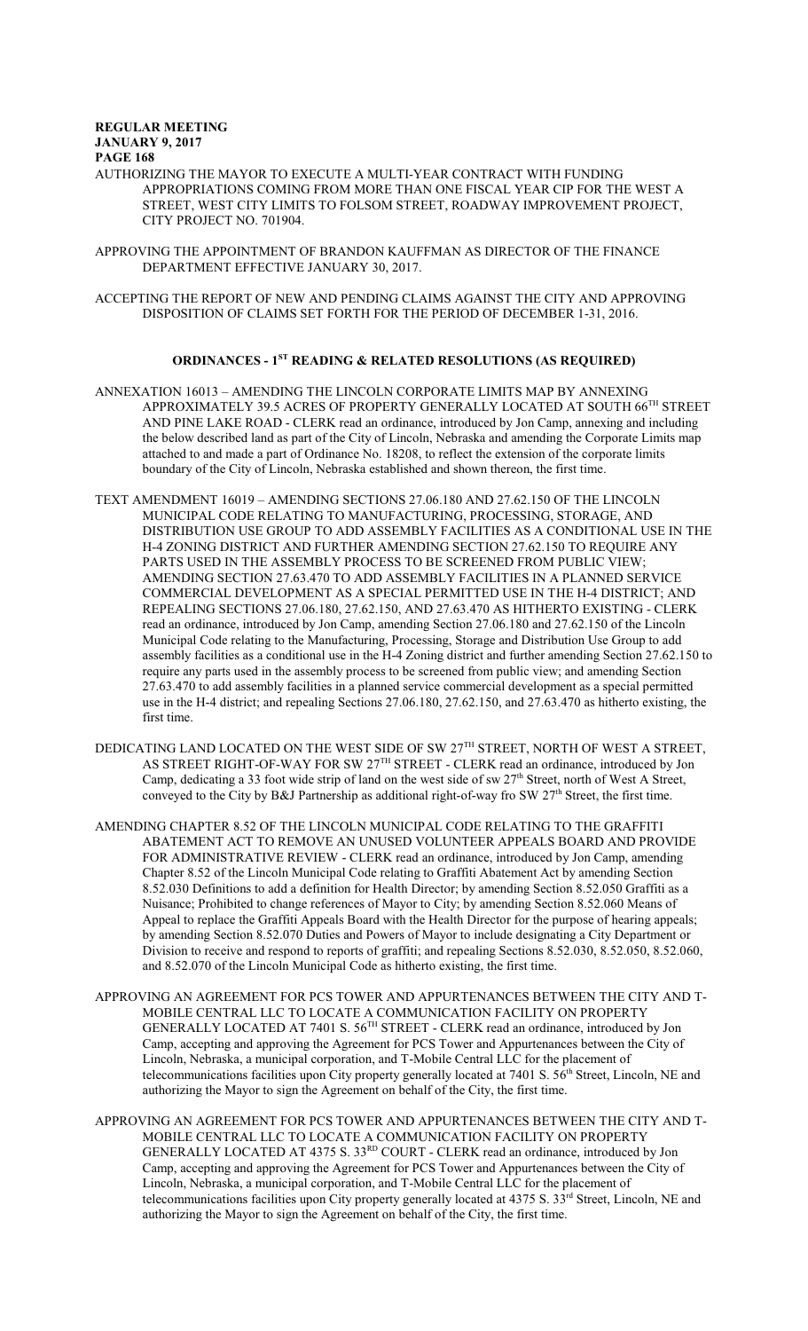AUTHORIZING THE MAYOR TO EXECUTE A MULTI-YEAR CONTRACT WITH FUNDING APPROPRIATIONS COMING FROM MORE THAN ONE FISCAL YEAR CIP FOR THE WEST A STREET, WEST CITY LIMITS TO FOLSOM STREET, ROADWAY IMPROVEMENT PROJECT, CITY PROJECT NO. 701904.

APPROVING THE APPOINTMENT OF BRANDON KAUFFMAN AS DIRECTOR OF THE FINANCE DEPARTMENT EFFECTIVE JANUARY 30, 2017.

ACCEPTING THE REPORT OF NEW AND PENDING CLAIMS AGAINST THE CITY AND APPROVING DISPOSITION OF CLAIMS SET FORTH FOR THE PERIOD OF DECEMBER 1-31, 2016.

## ORDINANCES - 1ST READING & RELATED RESOLUTIONS (AS REQUIRED)

ANNEXATION 16013 – AMENDING THE LINCOLN CORPORATE LIMITS MAP BY ANNEXING APPROXIMATELY 39.5 ACRES OF PROPERTY GENERALLY LOCATED AT SOUTH 66TH STREET AND PINE LAKE ROAD - CLERK read an ordinance, introduced by Jon Camp, annexing and including the below described land as part of the City of Lincoln, Nebraska and amending the Corporate Limits map attached to and made a part of Ordinance No. 18208, to reflect the extension of the corporate limits boundary of the City of Lincoln, Nebraska established and shown thereon, the first time.

TEXT AMENDMENT 16019 – AMENDING SECTIONS 27.06.180 AND 27.62.150 OF THE LINCOLN MUNICIPAL CODE RELATING TO MANUFACTURING, PROCESSING, STORAGE, AND DISTRIBUTION USE GROUP TO ADD ASSEMBLY FACILITIES AS A CONDITIONAL USE IN THE H-4 ZONING DISTRICT AND FURTHER AMENDING SECTION 27.62.150 TO REQUIRE ANY PARTS USED IN THE ASSEMBLY PROCESS TO BE SCREENED FROM PUBLIC VIEW; AMENDING SECTION 27.63.470 TO ADD ASSEMBLY FACILITIES IN A PLANNED SERVICE COMMERCIAL DEVELOPMENT AS A SPECIAL PERMITTED USE IN THE H-4 DISTRICT; AND REPEALING SECTIONS 27.06.180, 27.62.150, AND 27.63.470 AS HITHERTO EXISTING - CLERK read an ordinance, introduced by Jon Camp, amending Section 27.06.180 and 27.62.150 of the Lincoln Municipal Code relating to the Manufacturing, Processing, Storage and Distribution Use Group to add assembly facilities as a conditional use in the H-4 Zoning district and further amending Section 27.62.150 to require any parts used in the assembly process to be screened from public view; and amending Section 27.63.470 to add assembly facilities in a planned service commercial development as a special permitted use in the H-4 district; and repealing Sections 27.06.180, 27.62.150, and 27.63.470 as hitherto existing, the first time.

DEDICATING LAND LOCATED ON THE WEST SIDE OF SW 27TH STREET, NORTH OF WEST A STREET, AS STREET RIGHT-OF-WAY FOR SW 27TH STREET - CLERK read an ordinance, introduced by Jon Camp, dedicating a 33 foot wide strip of land on the west side of sw 27th Street, north of West A Street, conveyed to the City by B&J Partnership as additional right-of-way fro SW 27th Street, the first time.

AMENDING CHAPTER 8.52 OF THE LINCOLN MUNICIPAL CODE RELATING TO THE GRAFFITI ABATEMENT ACT TO REMOVE AN UNUSED VOLUNTEER APPEALS BOARD AND PROVIDE FOR ADMINISTRATIVE REVIEW - CLERK read an ordinance, introduced by Jon Camp, amending Chapter 8.52 of the Lincoln Municipal Code relating to Graffiti Abatement Act by amending Section 8.52.030 Definitions to add a definition for Health Director; by amending Section 8.52.050 Graffiti as a Nuisance; Prohibited to change references of Mayor to City; by amending Section 8.52.060 Means of Appeal to replace the Graffiti Appeals Board with the Health Director for the purpose of hearing appeals; by amending Section 8.52.070 Duties and Powers of Mayor to include designating a City Department or Division to receive and respond to reports of graffiti; and repealing Sections 8.52.030, 8.52.050, 8.52.060, and 8.52.070 of the Lincoln Municipal Code as hitherto existing, the first time.

APPROVING AN AGREEMENT FOR PCS TOWER AND APPURTENANCES BETWEEN THE CITY AND T-MOBILE CENTRAL LLC TO LOCATE A COMMUNICATION FACILITY ON PROPERTY GENERALLY LOCATED AT 7401 S. 56TH STREET - CLERK read an ordinance, introduced by Jon Camp, accepting and approving the Agreement for PCS Tower and Appurtenances between the City of Lincoln, Nebraska, a municipal corporation, and T-Mobile Central LLC for the placement of telecommunications facilities upon City property generally located at 7401 S. 56th Street, Lincoln, NE and authorizing the Mayor to sign the Agreement on behalf of the City, the first time.

APPROVING AN AGREEMENT FOR PCS TOWER AND APPURTENANCES BETWEEN THE CITY AND T-MOBILE CENTRAL LLC TO LOCATE A COMMUNICATION FACILITY ON PROPERTY GENERALLY LOCATED AT 4375 S. 33RD COURT - CLERK read an ordinance, introduced by Jon Camp, accepting and approving the Agreement for PCS Tower and Appurtenances between the City of Lincoln, Nebraska, a municipal corporation, and T-Mobile Central LLC for the placement of telecommunications facilities upon City property generally located at 4375 S. 33rd Street, Lincoln, NE and authorizing the Mayor to sign the Agreement on behalf of the City, the first time.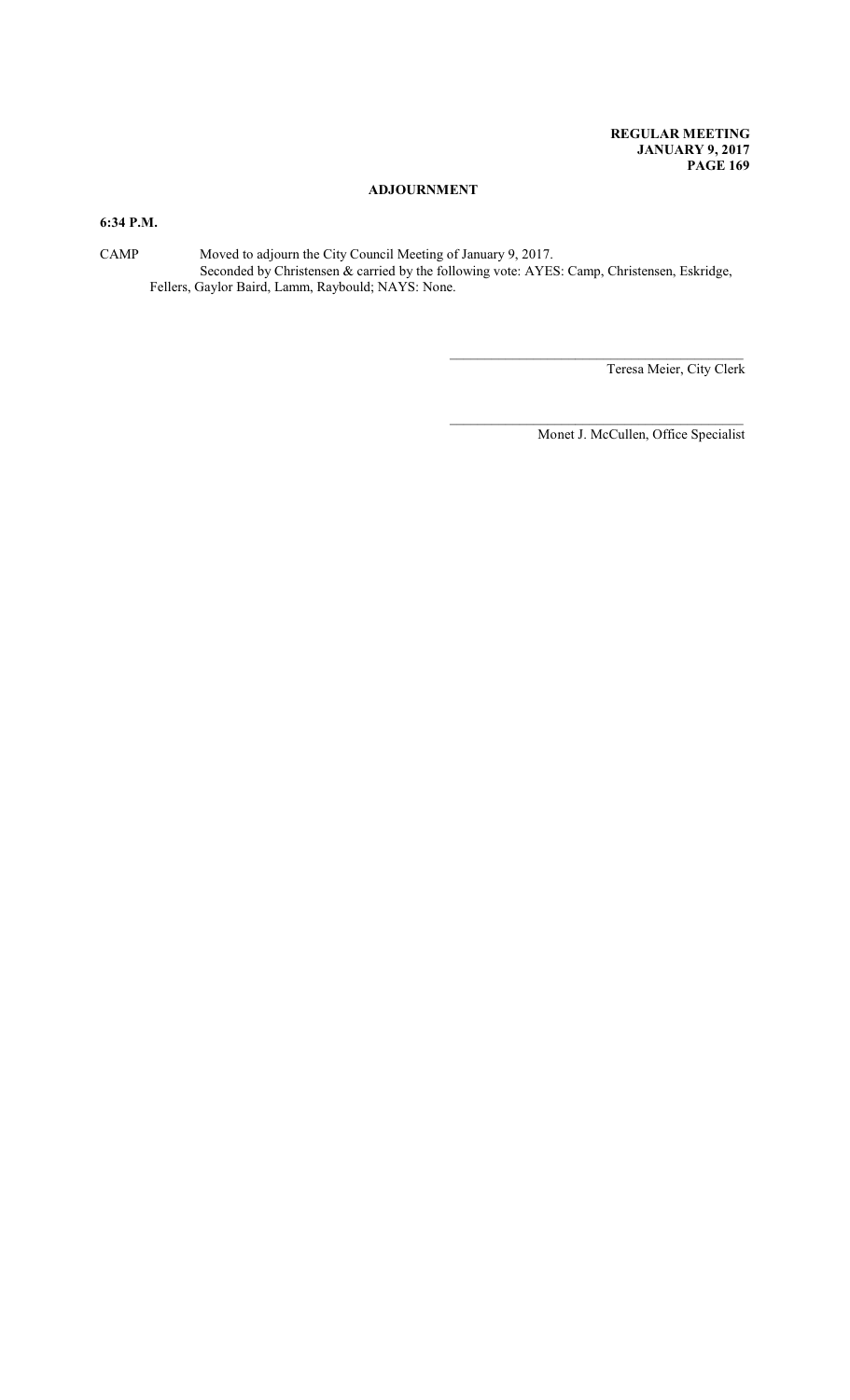## ADJOURNMENT

**6:34 P.M.**

CAMP Moved to adjourn the City Council Meeting of January 9, 2017.
Seconded by Christensen & carried by the following vote: AYES: Camp, Christensen, Eskridge, Fellers, Gaylor Baird, Lamm, Raybould; NAYS: None.

\_\_\_\_\_\_\_\_\_\_\_\_\_\_\_\_\_\_\_\_\_\_\_\_\_\_\_\_\_\_\_\_\_\_\_\_\_\_\_\_\_\_\_

Teresa Meier, City Clerk

\_\_\_\_\_\_\_\_\_\_\_\_\_\_\_\_\_\_\_\_\_\_\_\_\_\_\_\_\_\_\_\_\_\_\_\_\_\_\_\_\_\_\_

Monet J. McCullen, Office Specialist